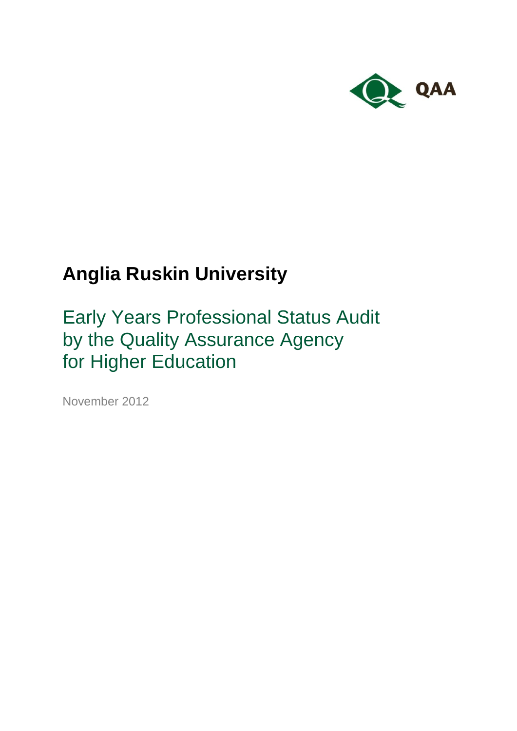QAA

# Anglia Ruskin University

## Early Years Professional Status Audit by the Quality Assurance Agency for Higher Education

November 2012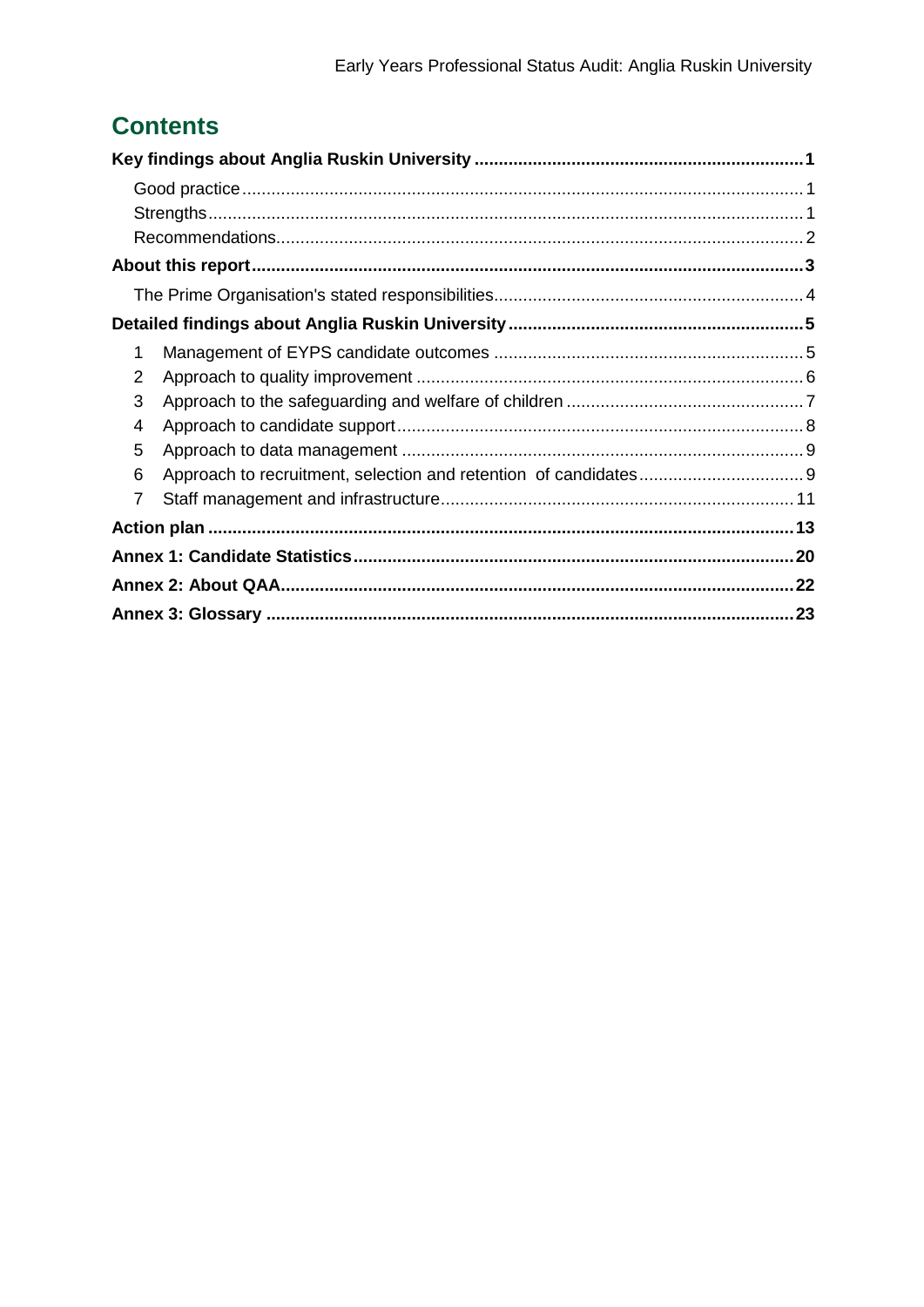# Contents

**Key findings about Anglia Ruskin University** ..... **1**

- Good practice ..... 1
- Strengths ..... 1
- Recommendations ..... 2

**About this report** ..... **3**

- The Prime Organisation's stated responsibilities ..... 4

**Detailed findings about Anglia Ruskin University** ..... **5**

1. Management of EYPS candidate outcomes ..... 5
2. Approach to quality improvement ..... 6
3. Approach to the safeguarding and welfare of children ..... 7
4. Approach to candidate support ..... 8
5. Approach to data management ..... 9
6. Approach to recruitment, selection and retention of candidates ..... 9
7. Staff management and infrastructure ..... 11

**Action plan** ..... **13**

**Annex 1: Candidate Statistics** ..... **20**

**Annex 2: About QAA** ..... **22**

**Annex 3: Glossary** ..... **23**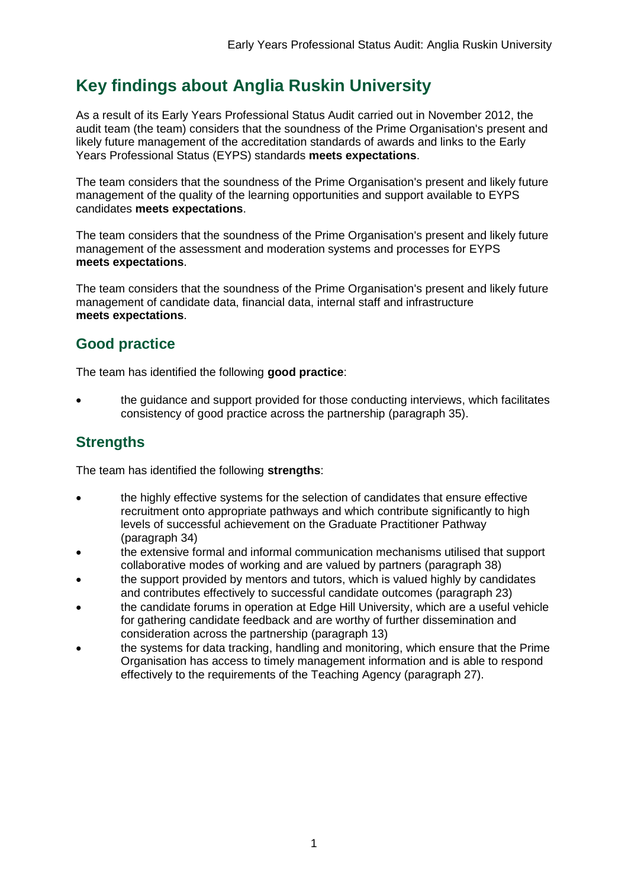# Key findings about Anglia Ruskin University

As a result of its Early Years Professional Status Audit carried out in November 2012, the audit team (the team) considers that the soundness of the Prime Organisation's present and likely future management of the accreditation standards of awards and links to the Early Years Professional Status (EYPS) standards **meets expectations**.

The team considers that the soundness of the Prime Organisation's present and likely future management of the quality of the learning opportunities and support available to EYPS candidates **meets expectations**.

The team considers that the soundness of the Prime Organisation's present and likely future management of the assessment and moderation systems and processes for EYPS **meets expectations**.

The team considers that the soundness of the Prime Organisation's present and likely future management of candidate data, financial data, internal staff and infrastructure **meets expectations**.

## Good practice

The team has identified the following **good practice**:

- the guidance and support provided for those conducting interviews, which facilitates consistency of good practice across the partnership (paragraph 35).

## Strengths

The team has identified the following **strengths**:

- the highly effective systems for the selection of candidates that ensure effective recruitment onto appropriate pathways and which contribute significantly to high levels of successful achievement on the Graduate Practitioner Pathway (paragraph 34)
- the extensive formal and informal communication mechanisms utilised that support collaborative modes of working and are valued by partners (paragraph 38)
- the support provided by mentors and tutors, which is valued highly by candidates and contributes effectively to successful candidate outcomes (paragraph 23)
- the candidate forums in operation at Edge Hill University, which are a useful vehicle for gathering candidate feedback and are worthy of further dissemination and consideration across the partnership (paragraph 13)
- the systems for data tracking, handling and monitoring, which ensure that the Prime Organisation has access to timely management information and is able to respond effectively to the requirements of the Teaching Agency (paragraph 27).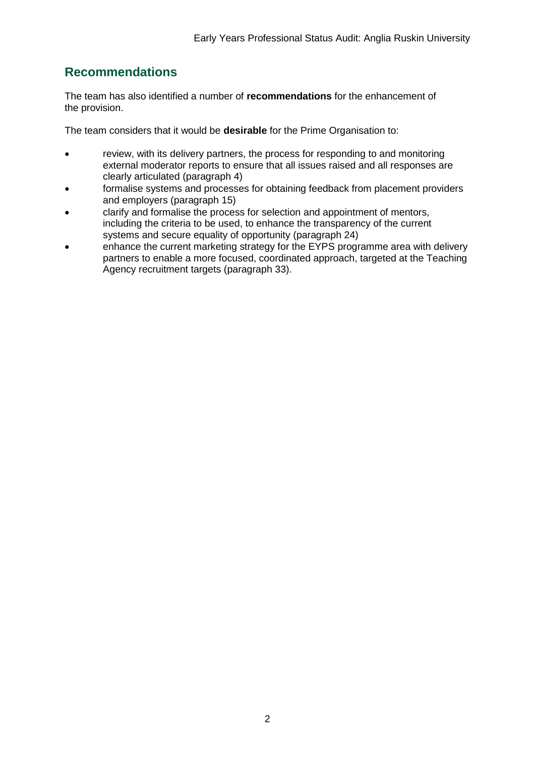## Recommendations

The team has also identified a number of **recommendations** for the enhancement of the provision.

The team considers that it would be **desirable** for the Prime Organisation to:

- review, with its delivery partners, the process for responding to and monitoring external moderator reports to ensure that all issues raised and all responses are clearly articulated (paragraph 4)
- formalise systems and processes for obtaining feedback from placement providers and employers (paragraph 15)
- clarify and formalise the process for selection and appointment of mentors, including the criteria to be used, to enhance the transparency of the current systems and secure equality of opportunity (paragraph 24)
- enhance the current marketing strategy for the EYPS programme area with delivery partners to enable a more focused, coordinated approach, targeted at the Teaching Agency recruitment targets (paragraph 33).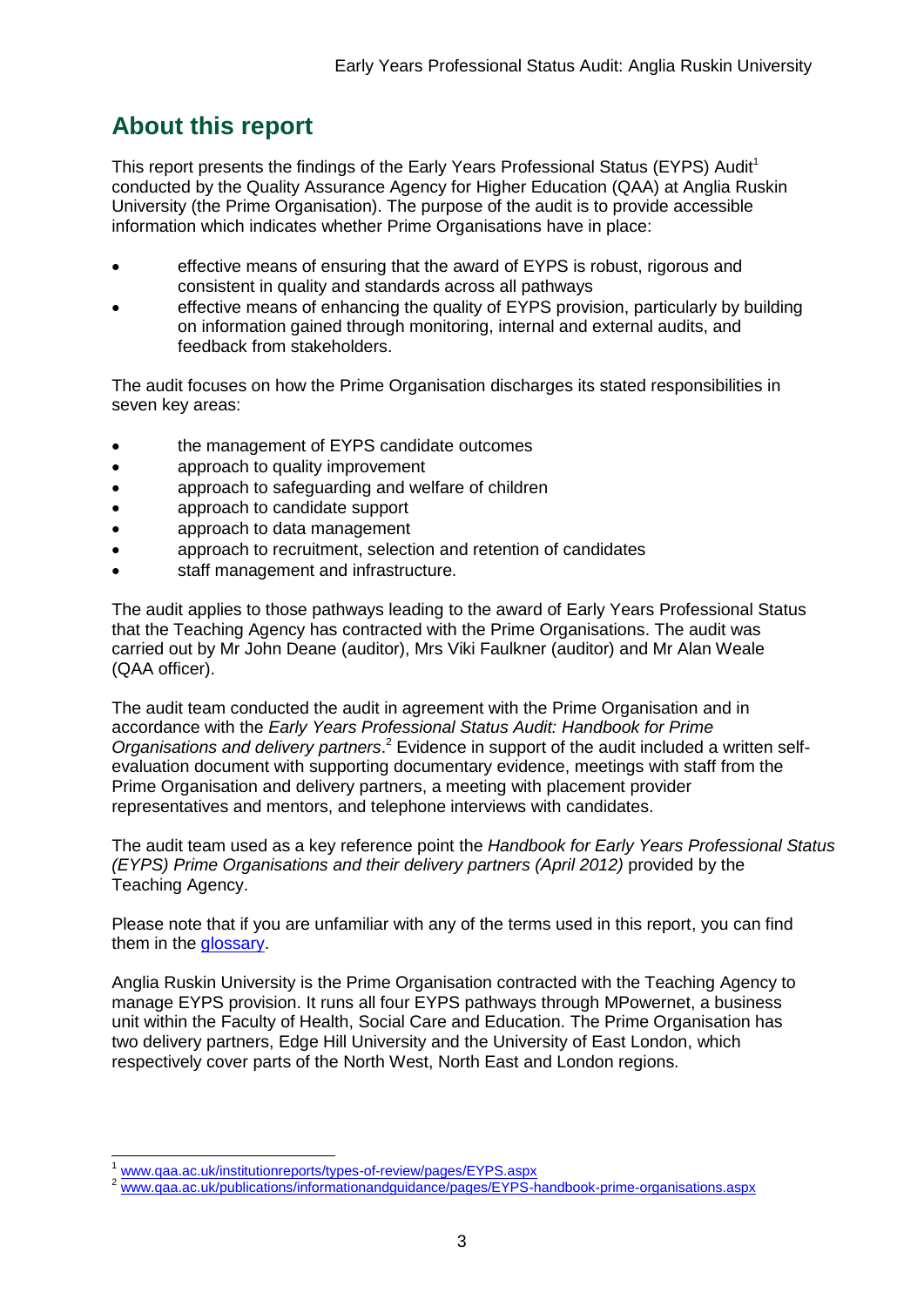## About this report

This report presents the findings of the Early Years Professional Status (EYPS) Audit[1] conducted by the Quality Assurance Agency for Higher Education (QAA) at Anglia Ruskin University (the Prime Organisation). The purpose of the audit is to provide accessible information which indicates whether Prime Organisations have in place:

- effective means of ensuring that the award of EYPS is robust, rigorous and consistent in quality and standards across all pathways
- effective means of enhancing the quality of EYPS provision, particularly by building on information gained through monitoring, internal and external audits, and feedback from stakeholders.

The audit focuses on how the Prime Organisation discharges its stated responsibilities in seven key areas:

- the management of EYPS candidate outcomes
- approach to quality improvement
- approach to safeguarding and welfare of children
- approach to candidate support
- approach to data management
- approach to recruitment, selection and retention of candidates
- staff management and infrastructure.

The audit applies to those pathways leading to the award of Early Years Professional Status that the Teaching Agency has contracted with the Prime Organisations. The audit was carried out by Mr John Deane (auditor), Mrs Viki Faulkner (auditor) and Mr Alan Weale (QAA officer).

The audit team conducted the audit in agreement with the Prime Organisation and in accordance with the *Early Years Professional Status Audit: Handbook for Prime Organisations and delivery partners*.[2] Evidence in support of the audit included a written self-evaluation document with supporting documentary evidence, meetings with staff from the Prime Organisation and delivery partners, a meeting with placement provider representatives and mentors, and telephone interviews with candidates.

The audit team used as a key reference point the *Handbook for Early Years Professional Status (EYPS) Prime Organisations and their delivery partners (April 2012)* provided by the Teaching Agency.

Please note that if you are unfamiliar with any of the terms used in this report, you can find them in the glossary.

Anglia Ruskin University is the Prime Organisation contracted with the Teaching Agency to manage EYPS provision. It runs all four EYPS pathways through MPowernet, a business unit within the Faculty of Health, Social Care and Education. The Prime Organisation has two delivery partners, Edge Hill University and the University of East London, which respectively cover parts of the North West, North East and London regions.

---

[1] www.qaa.ac.uk/institutionreports/types-of-review/pages/EYPS.aspx

[2] www.qaa.ac.uk/publications/informationandguidance/pages/EYPS-handbook-prime-organisations.aspx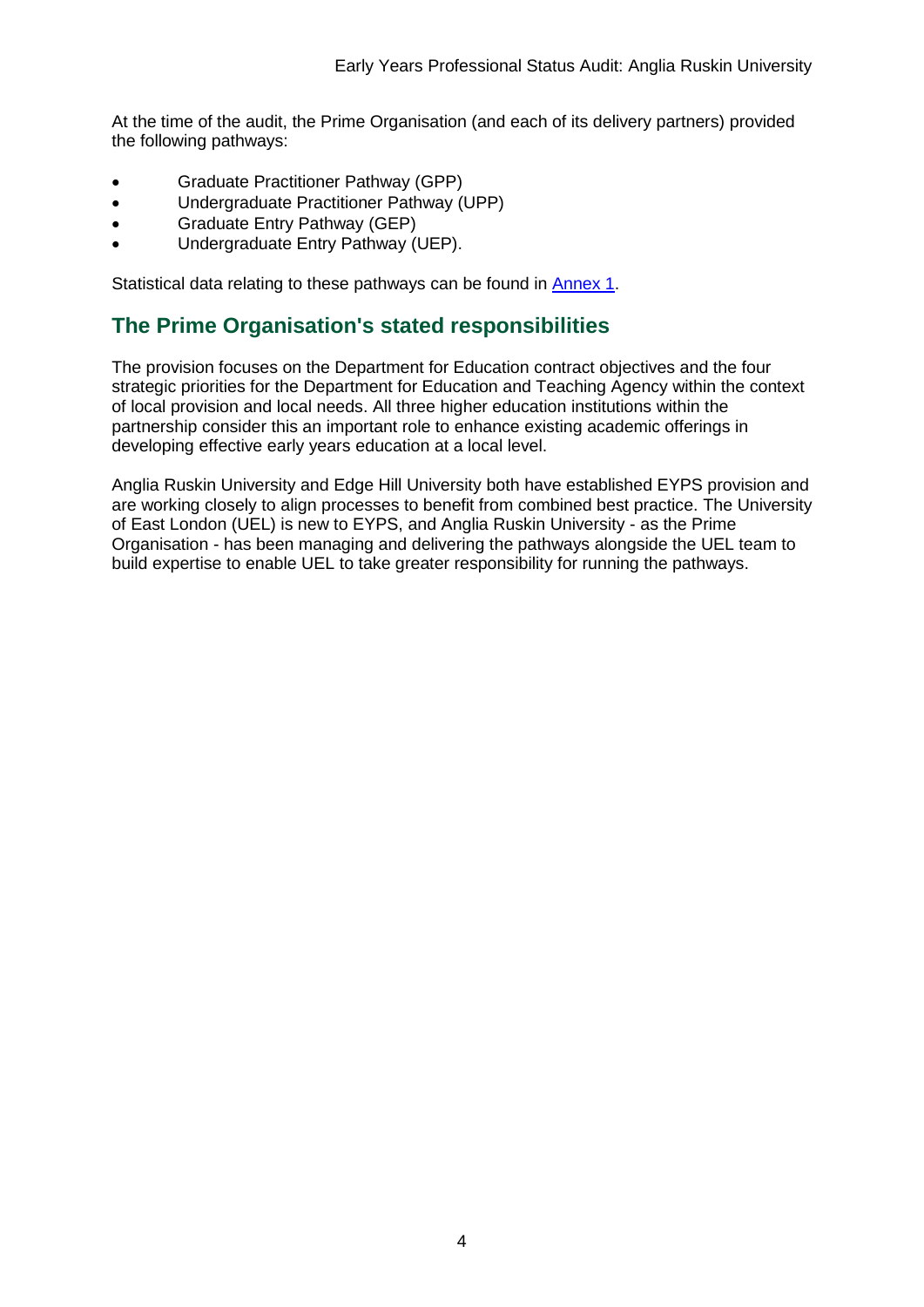At the time of the audit, the Prime Organisation (and each of its delivery partners) provided the following pathways:

- Graduate Practitioner Pathway (GPP)
- Undergraduate Practitioner Pathway (UPP)
- Graduate Entry Pathway (GEP)
- Undergraduate Entry Pathway (UEP).

Statistical data relating to these pathways can be found in Annex 1.

## The Prime Organisation's stated responsibilities

The provision focuses on the Department for Education contract objectives and the four strategic priorities for the Department for Education and Teaching Agency within the context of local provision and local needs. All three higher education institutions within the partnership consider this an important role to enhance existing academic offerings in developing effective early years education at a local level.

Anglia Ruskin University and Edge Hill University both have established EYPS provision and are working closely to align processes to benefit from combined best practice. The University of East London (UEL) is new to EYPS, and Anglia Ruskin University - as the Prime Organisation - has been managing and delivering the pathways alongside the UEL team to build expertise to enable UEL to take greater responsibility for running the pathways.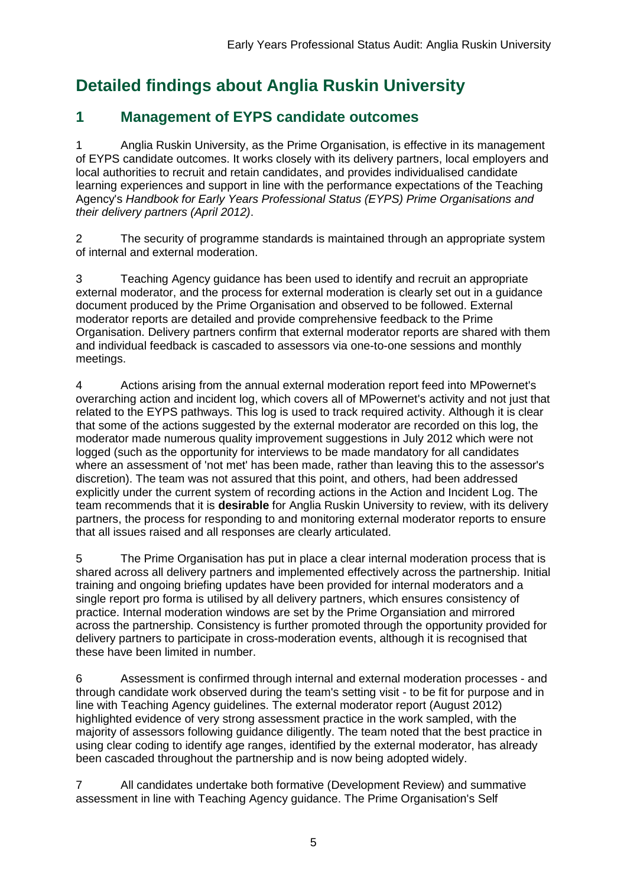# Detailed findings about Anglia Ruskin University

## 1 Management of EYPS candidate outcomes

1 Anglia Ruskin University, as the Prime Organisation, is effective in its management of EYPS candidate outcomes. It works closely with its delivery partners, local employers and local authorities to recruit and retain candidates, and provides individualised candidate learning experiences and support in line with the performance expectations of the Teaching Agency's *Handbook for Early Years Professional Status (EYPS) Prime Organisations and their delivery partners (April 2012)*.

2 The security of programme standards is maintained through an appropriate system of internal and external moderation.

3 Teaching Agency guidance has been used to identify and recruit an appropriate external moderator, and the process for external moderation is clearly set out in a guidance document produced by the Prime Organisation and observed to be followed. External moderator reports are detailed and provide comprehensive feedback to the Prime Organisation. Delivery partners confirm that external moderator reports are shared with them and individual feedback is cascaded to assessors via one-to-one sessions and monthly meetings.

4 Actions arising from the annual external moderation report feed into MPowernet's overarching action and incident log, which covers all of MPowernet's activity and not just that related to the EYPS pathways. This log is used to track required activity. Although it is clear that some of the actions suggested by the external moderator are recorded on this log, the moderator made numerous quality improvement suggestions in July 2012 which were not logged (such as the opportunity for interviews to be made mandatory for all candidates where an assessment of 'not met' has been made, rather than leaving this to the assessor's discretion). The team was not assured that this point, and others, had been addressed explicitly under the current system of recording actions in the Action and Incident Log. The team recommends that it is **desirable** for Anglia Ruskin University to review, with its delivery partners, the process for responding to and monitoring external moderator reports to ensure that all issues raised and all responses are clearly articulated.

5 The Prime Organisation has put in place a clear internal moderation process that is shared across all delivery partners and implemented effectively across the partnership. Initial training and ongoing briefing updates have been provided for internal moderators and a single report pro forma is utilised by all delivery partners, which ensures consistency of practice. Internal moderation windows are set by the Prime Organsiation and mirrored across the partnership. Consistency is further promoted through the opportunity provided for delivery partners to participate in cross-moderation events, although it is recognised that these have been limited in number.

6 Assessment is confirmed through internal and external moderation processes - and through candidate work observed during the team's setting visit - to be fit for purpose and in line with Teaching Agency guidelines. The external moderator report (August 2012) highlighted evidence of very strong assessment practice in the work sampled, with the majority of assessors following guidance diligently. The team noted that the best practice in using clear coding to identify age ranges, identified by the external moderator, has already been cascaded throughout the partnership and is now being adopted widely.

7 All candidates undertake both formative (Development Review) and summative assessment in line with Teaching Agency guidance. The Prime Organisation's Self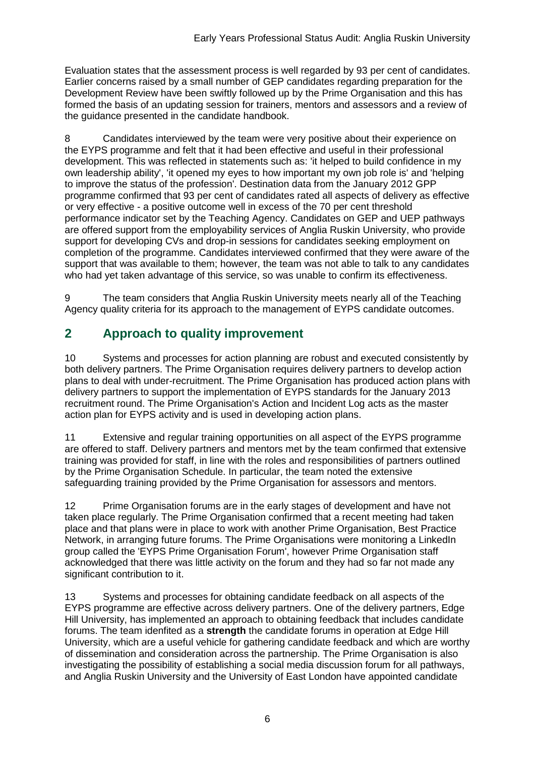Evaluation states that the assessment process is well regarded by 93 per cent of candidates. Earlier concerns raised by a small number of GEP candidates regarding preparation for the Development Review have been swiftly followed up by the Prime Organisation and this has formed the basis of an updating session for trainers, mentors and assessors and a review of the guidance presented in the candidate handbook.

8 Candidates interviewed by the team were very positive about their experience on the EYPS programme and felt that it had been effective and useful in their professional development. This was reflected in statements such as: 'it helped to build confidence in my own leadership ability', 'it opened my eyes to how important my own job role is' and 'helping to improve the status of the profession'. Destination data from the January 2012 GPP programme confirmed that 93 per cent of candidates rated all aspects of delivery as effective or very effective - a positive outcome well in excess of the 70 per cent threshold performance indicator set by the Teaching Agency. Candidates on GEP and UEP pathways are offered support from the employability services of Anglia Ruskin University, who provide support for developing CVs and drop-in sessions for candidates seeking employment on completion of the programme. Candidates interviewed confirmed that they were aware of the support that was available to them; however, the team was not able to talk to any candidates who had yet taken advantage of this service, so was unable to confirm its effectiveness.

9 The team considers that Anglia Ruskin University meets nearly all of the Teaching Agency quality criteria for its approach to the management of EYPS candidate outcomes.

## 2 Approach to quality improvement

10 Systems and processes for action planning are robust and executed consistently by both delivery partners. The Prime Organisation requires delivery partners to develop action plans to deal with under-recruitment. The Prime Organisation has produced action plans with delivery partners to support the implementation of EYPS standards for the January 2013 recruitment round. The Prime Organisation's Action and Incident Log acts as the master action plan for EYPS activity and is used in developing action plans.

11 Extensive and regular training opportunities on all aspect of the EYPS programme are offered to staff. Delivery partners and mentors met by the team confirmed that extensive training was provided for staff, in line with the roles and responsibilities of partners outlined by the Prime Organisation Schedule. In particular, the team noted the extensive safeguarding training provided by the Prime Organisation for assessors and mentors.

12 Prime Organisation forums are in the early stages of development and have not taken place regularly. The Prime Organisation confirmed that a recent meeting had taken place and that plans were in place to work with another Prime Organisation, Best Practice Network, in arranging future forums. The Prime Organisations were monitoring a LinkedIn group called the 'EYPS Prime Organisation Forum', however Prime Organisation staff acknowledged that there was little activity on the forum and they had so far not made any significant contribution to it.

13 Systems and processes for obtaining candidate feedback on all aspects of the EYPS programme are effective across delivery partners. One of the delivery partners, Edge Hill University, has implemented an approach to obtaining feedback that includes candidate forums. The team idenfited as a **strength** the candidate forums in operation at Edge Hill University, which are a useful vehicle for gathering candidate feedback and which are worthy of dissemination and consideration across the partnership. The Prime Organisation is also investigating the possibility of establishing a social media discussion forum for all pathways, and Anglia Ruskin University and the University of East London have appointed candidate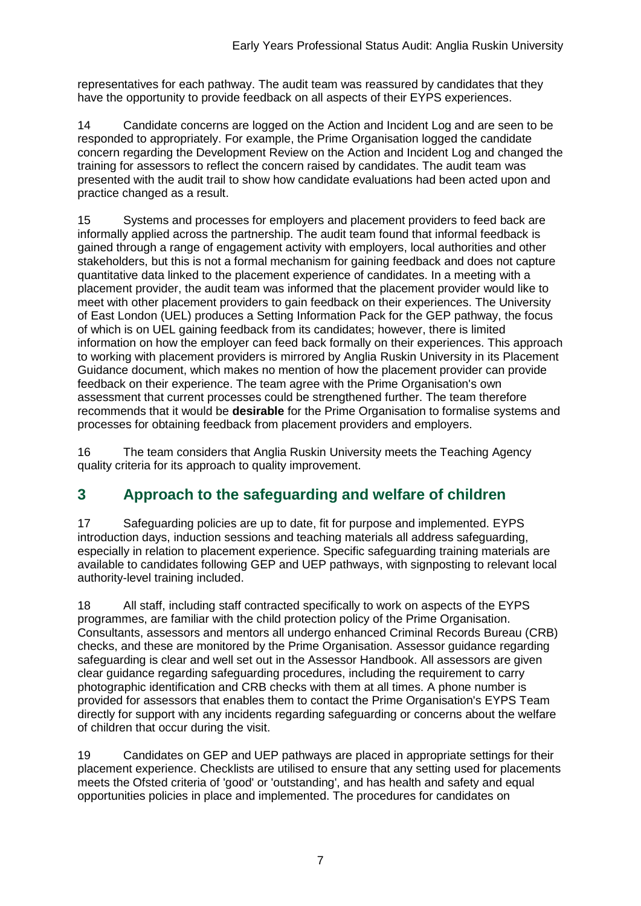representatives for each pathway. The audit team was reassured by candidates that they have the opportunity to provide feedback on all aspects of their EYPS experiences.

14 Candidate concerns are logged on the Action and Incident Log and are seen to be responded to appropriately. For example, the Prime Organisation logged the candidate concern regarding the Development Review on the Action and Incident Log and changed the training for assessors to reflect the concern raised by candidates. The audit team was presented with the audit trail to show how candidate evaluations had been acted upon and practice changed as a result.

15 Systems and processes for employers and placement providers to feed back are informally applied across the partnership. The audit team found that informal feedback is gained through a range of engagement activity with employers, local authorities and other stakeholders, but this is not a formal mechanism for gaining feedback and does not capture quantitative data linked to the placement experience of candidates. In a meeting with a placement provider, the audit team was informed that the placement provider would like to meet with other placement providers to gain feedback on their experiences. The University of East London (UEL) produces a Setting Information Pack for the GEP pathway, the focus of which is on UEL gaining feedback from its candidates; however, there is limited information on how the employer can feed back formally on their experiences. This approach to working with placement providers is mirrored by Anglia Ruskin University in its Placement Guidance document, which makes no mention of how the placement provider can provide feedback on their experience. The team agree with the Prime Organisation's own assessment that current processes could be strengthened further. The team therefore recommends that it would be **desirable** for the Prime Organisation to formalise systems and processes for obtaining feedback from placement providers and employers.

16 The team considers that Anglia Ruskin University meets the Teaching Agency quality criteria for its approach to quality improvement.

## 3 Approach to the safeguarding and welfare of children

17 Safeguarding policies are up to date, fit for purpose and implemented. EYPS introduction days, induction sessions and teaching materials all address safeguarding, especially in relation to placement experience. Specific safeguarding training materials are available to candidates following GEP and UEP pathways, with signposting to relevant local authority-level training included.

18 All staff, including staff contracted specifically to work on aspects of the EYPS programmes, are familiar with the child protection policy of the Prime Organisation. Consultants, assessors and mentors all undergo enhanced Criminal Records Bureau (CRB) checks, and these are monitored by the Prime Organisation. Assessor guidance regarding safeguarding is clear and well set out in the Assessor Handbook. All assessors are given clear guidance regarding safeguarding procedures, including the requirement to carry photographic identification and CRB checks with them at all times. A phone number is provided for assessors that enables them to contact the Prime Organisation's EYPS Team directly for support with any incidents regarding safeguarding or concerns about the welfare of children that occur during the visit.

19 Candidates on GEP and UEP pathways are placed in appropriate settings for their placement experience. Checklists are utilised to ensure that any setting used for placements meets the Ofsted criteria of 'good' or 'outstanding', and has health and safety and equal opportunities policies in place and implemented. The procedures for candidates on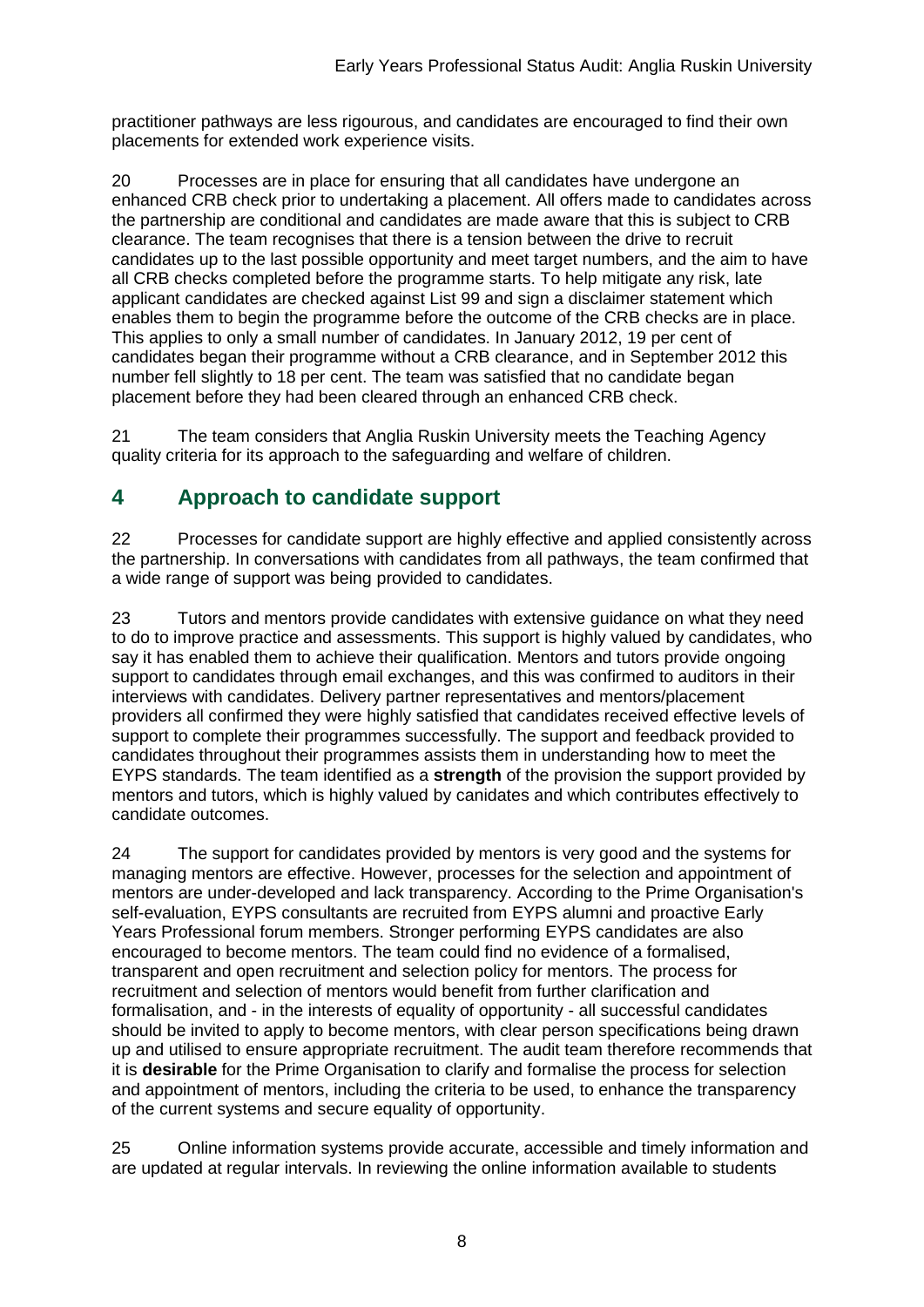practitioner pathways are less rigourous, and candidates are encouraged to find their own placements for extended work experience visits.

20 Processes are in place for ensuring that all candidates have undergone an enhanced CRB check prior to undertaking a placement. All offers made to candidates across the partnership are conditional and candidates are made aware that this is subject to CRB clearance. The team recognises that there is a tension between the drive to recruit candidates up to the last possible opportunity and meet target numbers, and the aim to have all CRB checks completed before the programme starts. To help mitigate any risk, late applicant candidates are checked against List 99 and sign a disclaimer statement which enables them to begin the programme before the outcome of the CRB checks are in place. This applies to only a small number of candidates. In January 2012, 19 per cent of candidates began their programme without a CRB clearance, and in September 2012 this number fell slightly to 18 per cent. The team was satisfied that no candidate began placement before they had been cleared through an enhanced CRB check.

21 The team considers that Anglia Ruskin University meets the Teaching Agency quality criteria for its approach to the safeguarding and welfare of children.

## 4 Approach to candidate support

22 Processes for candidate support are highly effective and applied consistently across the partnership. In conversations with candidates from all pathways, the team confirmed that a wide range of support was being provided to candidates.

23 Tutors and mentors provide candidates with extensive guidance on what they need to do to improve practice and assessments. This support is highly valued by candidates, who say it has enabled them to achieve their qualification. Mentors and tutors provide ongoing support to candidates through email exchanges, and this was confirmed to auditors in their interviews with candidates. Delivery partner representatives and mentors/placement providers all confirmed they were highly satisfied that candidates received effective levels of support to complete their programmes successfully. The support and feedback provided to candidates throughout their programmes assists them in understanding how to meet the EYPS standards. The team identified as a **strength** of the provision the support provided by mentors and tutors, which is highly valued by canidates and which contributes effectively to candidate outcomes.

24 The support for candidates provided by mentors is very good and the systems for managing mentors are effective. However, processes for the selection and appointment of mentors are under-developed and lack transparency. According to the Prime Organisation's self-evaluation, EYPS consultants are recruited from EYPS alumni and proactive Early Years Professional forum members. Stronger performing EYPS candidates are also encouraged to become mentors. The team could find no evidence of a formalised, transparent and open recruitment and selection policy for mentors. The process for recruitment and selection of mentors would benefit from further clarification and formalisation, and - in the interests of equality of opportunity - all successful candidates should be invited to apply to become mentors, with clear person specifications being drawn up and utilised to ensure appropriate recruitment. The audit team therefore recommends that it is **desirable** for the Prime Organisation to clarify and formalise the process for selection and appointment of mentors, including the criteria to be used, to enhance the transparency of the current systems and secure equality of opportunity.

25 Online information systems provide accurate, accessible and timely information and are updated at regular intervals. In reviewing the online information available to students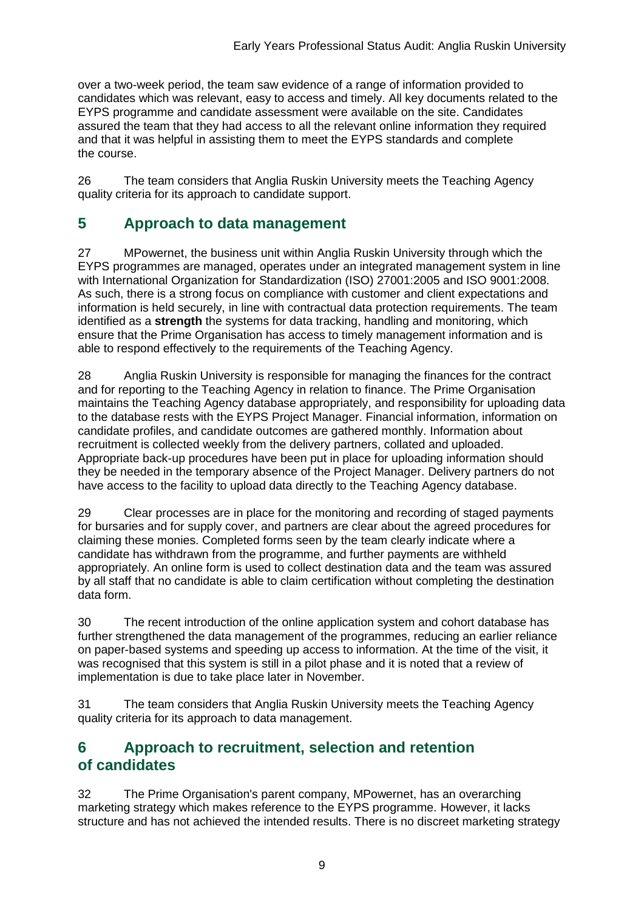over a two-week period, the team saw evidence of a range of information provided to candidates which was relevant, easy to access and timely. All key documents related to the EYPS programme and candidate assessment were available on the site. Candidates assured the team that they had access to all the relevant online information they required and that it was helpful in assisting them to meet the EYPS standards and complete the course.

26 The team considers that Anglia Ruskin University meets the Teaching Agency quality criteria for its approach to candidate support.

## 5 Approach to data management

27 MPowernet, the business unit within Anglia Ruskin University through which the EYPS programmes are managed, operates under an integrated management system in line with International Organization for Standardization (ISO) 27001:2005 and ISO 9001:2008. As such, there is a strong focus on compliance with customer and client expectations and information is held securely, in line with contractual data protection requirements. The team identified as a **strength** the systems for data tracking, handling and monitoring, which ensure that the Prime Organisation has access to timely management information and is able to respond effectively to the requirements of the Teaching Agency.

28 Anglia Ruskin University is responsible for managing the finances for the contract and for reporting to the Teaching Agency in relation to finance. The Prime Organisation maintains the Teaching Agency database appropriately, and responsibility for uploading data to the database rests with the EYPS Project Manager. Financial information, information on candidate profiles, and candidate outcomes are gathered monthly. Information about recruitment is collected weekly from the delivery partners, collated and uploaded. Appropriate back-up procedures have been put in place for uploading information should they be needed in the temporary absence of the Project Manager. Delivery partners do not have access to the facility to upload data directly to the Teaching Agency database.

29 Clear processes are in place for the monitoring and recording of staged payments for bursaries and for supply cover, and partners are clear about the agreed procedures for claiming these monies. Completed forms seen by the team clearly indicate where a candidate has withdrawn from the programme, and further payments are withheld appropriately. An online form is used to collect destination data and the team was assured by all staff that no candidate is able to claim certification without completing the destination data form.

30 The recent introduction of the online application system and cohort database has further strengthened the data management of the programmes, reducing an earlier reliance on paper-based systems and speeding up access to information. At the time of the visit, it was recognised that this system is still in a pilot phase and it is noted that a review of implementation is due to take place later in November.

31 The team considers that Anglia Ruskin University meets the Teaching Agency quality criteria for its approach to data management.

## 6 Approach to recruitment, selection and retention of candidates

32 The Prime Organisation's parent company, MPowernet, has an overarching marketing strategy which makes reference to the EYPS programme. However, it lacks structure and has not achieved the intended results. There is no discreet marketing strategy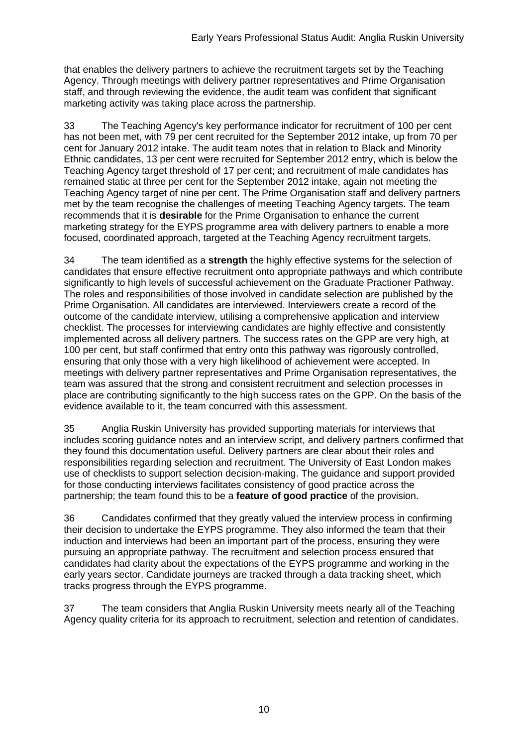that enables the delivery partners to achieve the recruitment targets set by the Teaching Agency. Through meetings with delivery partner representatives and Prime Organisation staff, and through reviewing the evidence, the audit team was confident that significant marketing activity was taking place across the partnership.

33 The Teaching Agency's key performance indicator for recruitment of 100 per cent has not been met, with 79 per cent recruited for the September 2012 intake, up from 70 per cent for January 2012 intake. The audit team notes that in relation to Black and Minority Ethnic candidates, 13 per cent were recruited for September 2012 entry, which is below the Teaching Agency target threshold of 17 per cent; and recruitment of male candidates has remained static at three per cent for the September 2012 intake, again not meeting the Teaching Agency target of nine per cent. The Prime Organisation staff and delivery partners met by the team recognise the challenges of meeting Teaching Agency targets. The team recommends that it is **desirable** for the Prime Organisation to enhance the current marketing strategy for the EYPS programme area with delivery partners to enable a more focused, coordinated approach, targeted at the Teaching Agency recruitment targets.

34 The team identified as a **strength** the highly effective systems for the selection of candidates that ensure effective recruitment onto appropriate pathways and which contribute significantly to high levels of successful achievement on the Graduate Practioner Pathway. The roles and responsibilities of those involved in candidate selection are published by the Prime Organisation. All candidates are interviewed. Interviewers create a record of the outcome of the candidate interview, utilising a comprehensive application and interview checklist. The processes for interviewing candidates are highly effective and consistently implemented across all delivery partners. The success rates on the GPP are very high, at 100 per cent, but staff confirmed that entry onto this pathway was rigorously controlled, ensuring that only those with a very high likelihood of achievement were accepted. In meetings with delivery partner representatives and Prime Organisation representatives, the team was assured that the strong and consistent recruitment and selection processes in place are contributing significantly to the high success rates on the GPP. On the basis of the evidence available to it, the team concurred with this assessment.

35 Anglia Ruskin University has provided supporting materials for interviews that includes scoring guidance notes and an interview script, and delivery partners confirmed that they found this documentation useful. Delivery partners are clear about their roles and responsibilities regarding selection and recruitment. The University of East London makes use of checklists to support selection decision-making. The guidance and support provided for those conducting interviews facilitates consistency of good practice across the partnership; the team found this to be a **feature of good practice** of the provision.

36 Candidates confirmed that they greatly valued the interview process in confirming their decision to undertake the EYPS programme. They also informed the team that their induction and interviews had been an important part of the process, ensuring they were pursuing an appropriate pathway. The recruitment and selection process ensured that candidates had clarity about the expectations of the EYPS programme and working in the early years sector. Candidate journeys are tracked through a data tracking sheet, which tracks progress through the EYPS programme.

37 The team considers that Anglia Ruskin University meets nearly all of the Teaching Agency quality criteria for its approach to recruitment, selection and retention of candidates.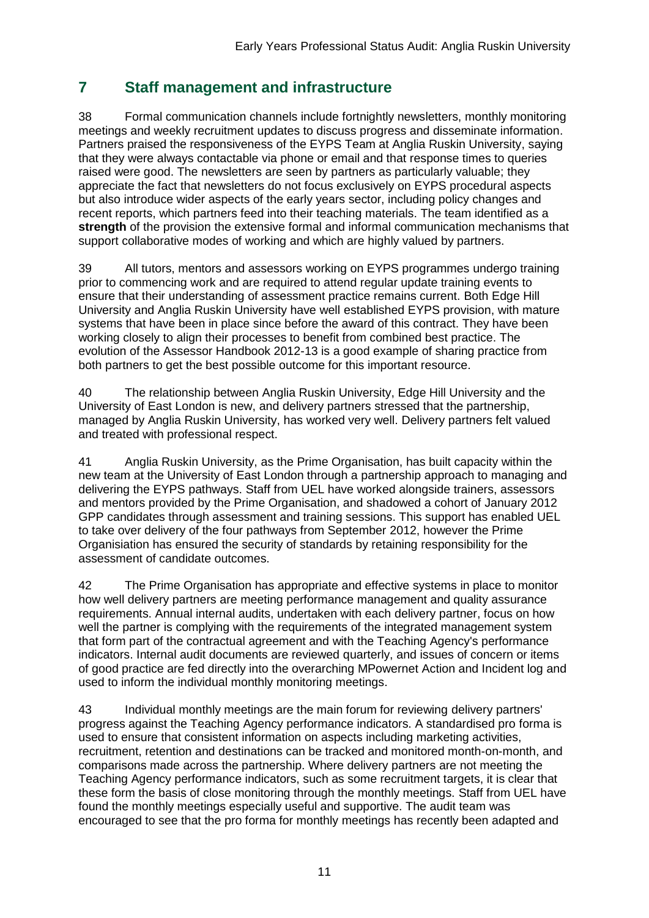## 7 Staff management and infrastructure

38 Formal communication channels include fortnightly newsletters, monthly monitoring meetings and weekly recruitment updates to discuss progress and disseminate information. Partners praised the responsiveness of the EYPS Team at Anglia Ruskin University, saying that they were always contactable via phone or email and that response times to queries raised were good. The newsletters are seen by partners as particularly valuable; they appreciate the fact that newsletters do not focus exclusively on EYPS procedural aspects but also introduce wider aspects of the early years sector, including policy changes and recent reports, which partners feed into their teaching materials. The team identified as a **strength** of the provision the extensive formal and informal communication mechanisms that support collaborative modes of working and which are highly valued by partners.

39 All tutors, mentors and assessors working on EYPS programmes undergo training prior to commencing work and are required to attend regular update training events to ensure that their understanding of assessment practice remains current. Both Edge Hill University and Anglia Ruskin University have well established EYPS provision, with mature systems that have been in place since before the award of this contract. They have been working closely to align their processes to benefit from combined best practice. The evolution of the Assessor Handbook 2012-13 is a good example of sharing practice from both partners to get the best possible outcome for this important resource.

40 The relationship between Anglia Ruskin University, Edge Hill University and the University of East London is new, and delivery partners stressed that the partnership, managed by Anglia Ruskin University, has worked very well. Delivery partners felt valued and treated with professional respect.

41 Anglia Ruskin University, as the Prime Organisation, has built capacity within the new team at the University of East London through a partnership approach to managing and delivering the EYPS pathways. Staff from UEL have worked alongside trainers, assessors and mentors provided by the Prime Organisation, and shadowed a cohort of January 2012 GPP candidates through assessment and training sessions. This support has enabled UEL to take over delivery of the four pathways from September 2012, however the Prime Organisiation has ensured the security of standards by retaining responsibility for the assessment of candidate outcomes.

42 The Prime Organisation has appropriate and effective systems in place to monitor how well delivery partners are meeting performance management and quality assurance requirements. Annual internal audits, undertaken with each delivery partner, focus on how well the partner is complying with the requirements of the integrated management system that form part of the contractual agreement and with the Teaching Agency's performance indicators. Internal audit documents are reviewed quarterly, and issues of concern or items of good practice are fed directly into the overarching MPowernet Action and Incident log and used to inform the individual monthly monitoring meetings.

43 Individual monthly meetings are the main forum for reviewing delivery partners' progress against the Teaching Agency performance indicators. A standardised pro forma is used to ensure that consistent information on aspects including marketing activities, recruitment, retention and destinations can be tracked and monitored month-on-month, and comparisons made across the partnership. Where delivery partners are not meeting the Teaching Agency performance indicators, such as some recruitment targets, it is clear that these form the basis of close monitoring through the monthly meetings. Staff from UEL have found the monthly meetings especially useful and supportive. The audit team was encouraged to see that the pro forma for monthly meetings has recently been adapted and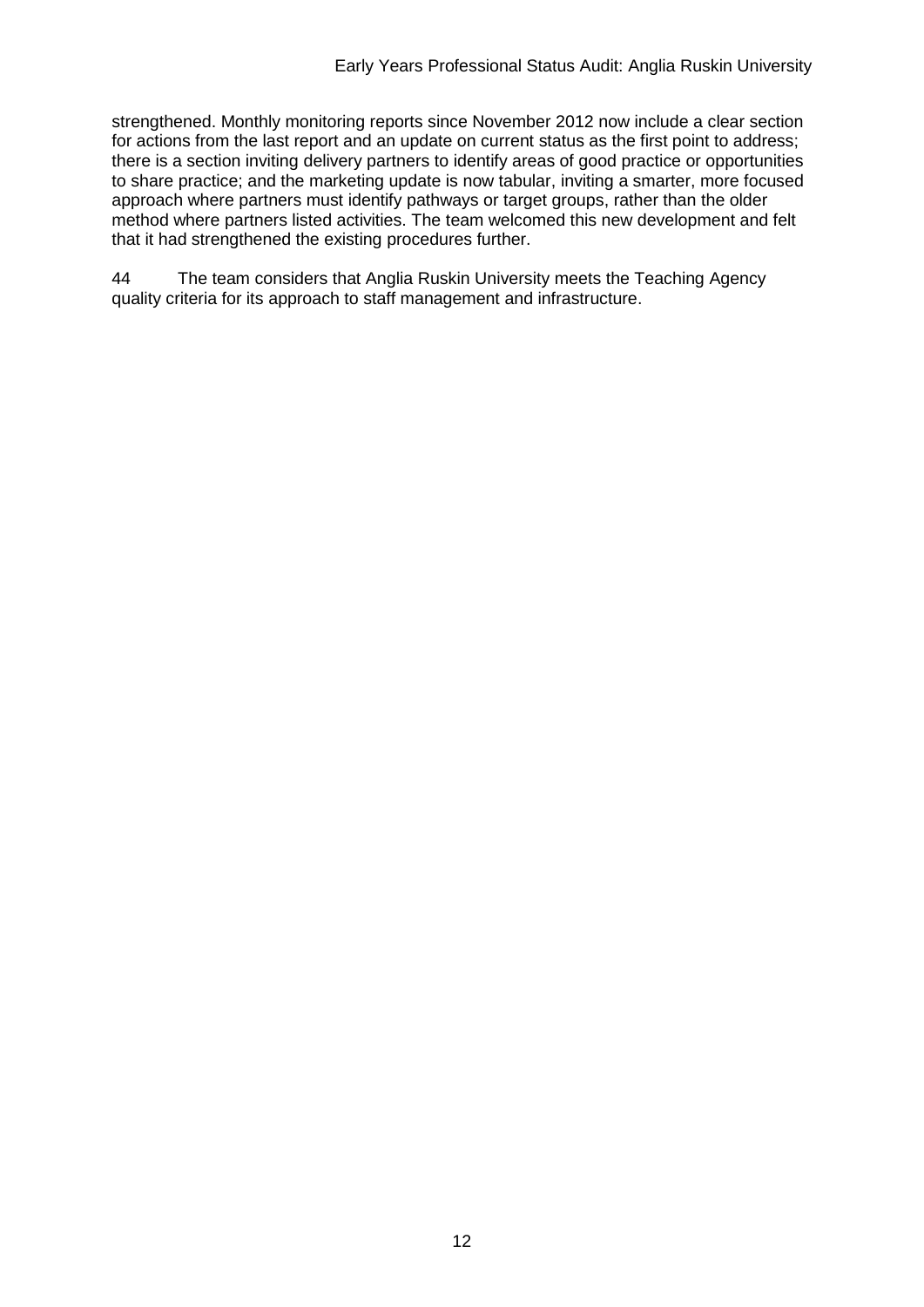strengthened. Monthly monitoring reports since November 2012 now include a clear section for actions from the last report and an update on current status as the first point to address; there is a section inviting delivery partners to identify areas of good practice or opportunities to share practice; and the marketing update is now tabular, inviting a smarter, more focused approach where partners must identify pathways or target groups, rather than the older method where partners listed activities. The team welcomed this new development and felt that it had strengthened the existing procedures further.

44 The team considers that Anglia Ruskin University meets the Teaching Agency quality criteria for its approach to staff management and infrastructure.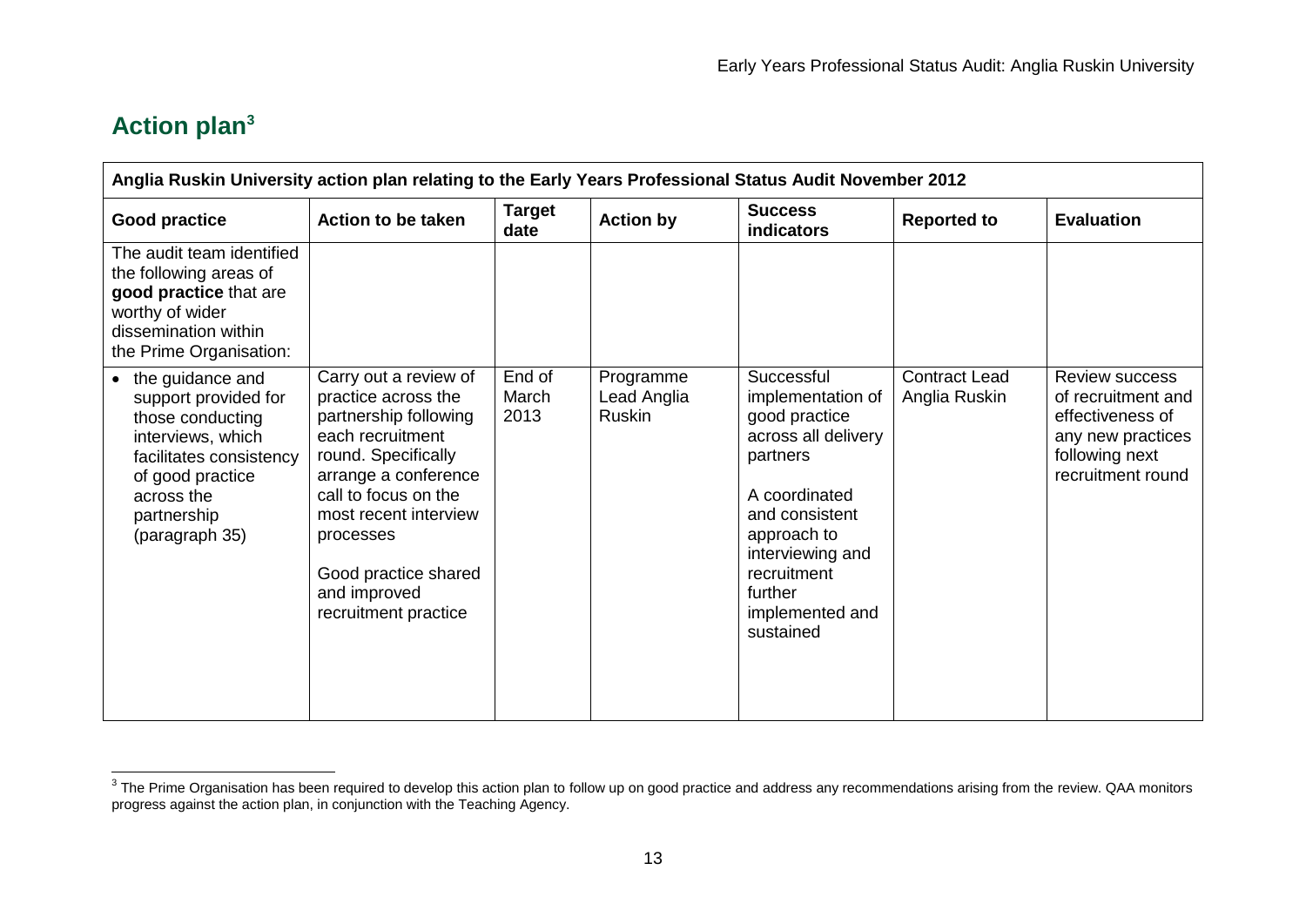## Action plan[3]

| Anglia Ruskin University action plan relating to the Early Years Professional Status Audit November 2012 | | | | | | |
|---|---|---|---|---|---|---|
| **Good practice** | **Action to be taken** | **Target date** | **Action by** | **Success indicators** | **Reported to** | **Evaluation** |
| The audit team identified the following areas of **good practice** that are worthy of wider dissemination within the Prime Organisation: | | | | | | |
| • the guidance and support provided for those conducting interviews, which facilitates consistency of good practice across the partnership (paragraph 35) | Carry out a review of practice across the partnership following each recruitment round. Specifically arrange a conference call to focus on the most recent interview processes<br><br>Good practice shared and improved recruitment practice | End of March 2013 | Programme Lead Anglia Ruskin | Successful implementation of good practice across all delivery partners<br><br>A coordinated and consistent approach to interviewing and recruitment further implemented and sustained | Contract Lead Anglia Ruskin | Review success of recruitment and effectiveness of any new practices following next recruitment round |

[3] The Prime Organisation has been required to develop this action plan to follow up on good practice and address any recommendations arising from the review. QAA monitors progress against the action plan, in conjunction with the Teaching Agency.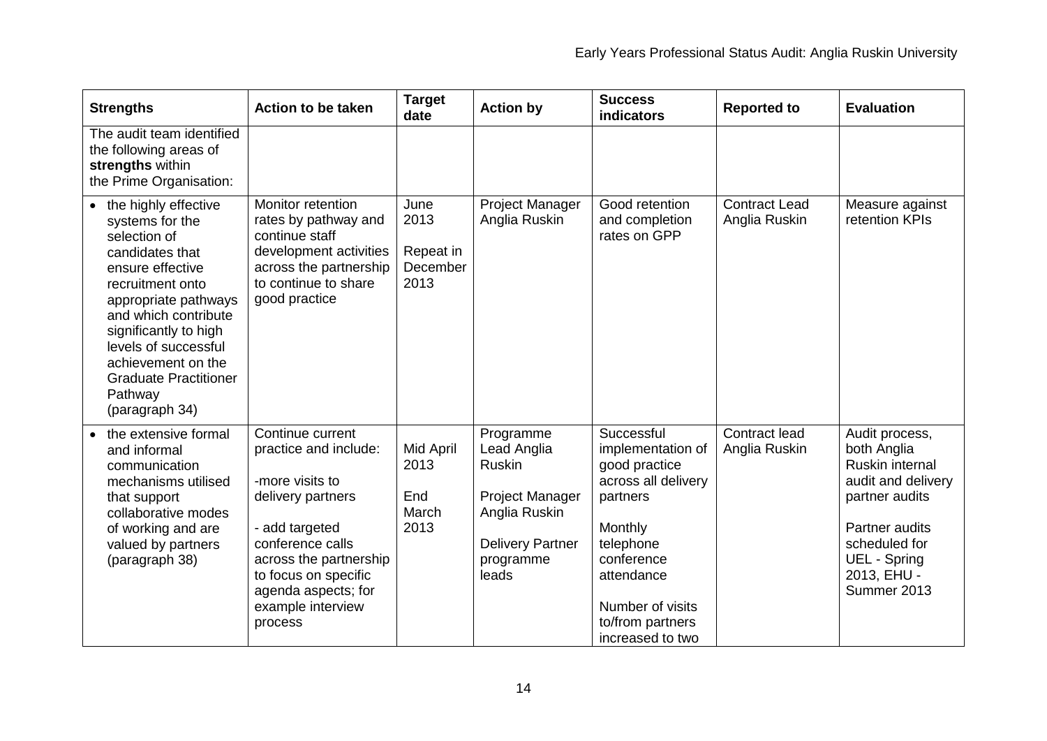| Strengths | Action to be taken | Target date | Action by | Success indicators | Reported to | Evaluation |
|---|---|---|---|---|---|---|
| The audit team identified the following areas of **strengths** within the Prime Organisation: | | | | | | |
| • the highly effective systems for the selection of candidates that ensure effective recruitment onto appropriate pathways and which contribute significantly to high levels of successful achievement on the Graduate Practitioner Pathway (paragraph 34) | Monitor retention rates by pathway and continue staff development activities across the partnership to continue to share good practice | June 2013<br><br>Repeat in December 2013 | Project Manager Anglia Ruskin | Good retention and completion rates on GPP | Contract Lead Anglia Ruskin | Measure against retention KPIs |
| • the extensive formal and informal communication mechanisms utilised that support collaborative modes of working and are valued by partners (paragraph 38) | Continue current practice and include:<br><br>-more visits to delivery partners<br><br>- add targeted conference calls across the partnership to focus on specific agenda aspects; for example interview process | Mid April 2013<br><br>End March 2013 | Programme Lead Anglia Ruskin<br><br>Project Manager Anglia Ruskin<br><br>Delivery Partner programme leads | Successful implementation of good practice across all delivery partners<br><br>Monthly telephone conference attendance<br><br>Number of visits to/from partners increased to two | Contract lead Anglia Ruskin | Audit process, both Anglia Ruskin internal audit and delivery partner audits<br><br>Partner audits scheduled for UEL - Spring 2013, EHU - Summer 2013 |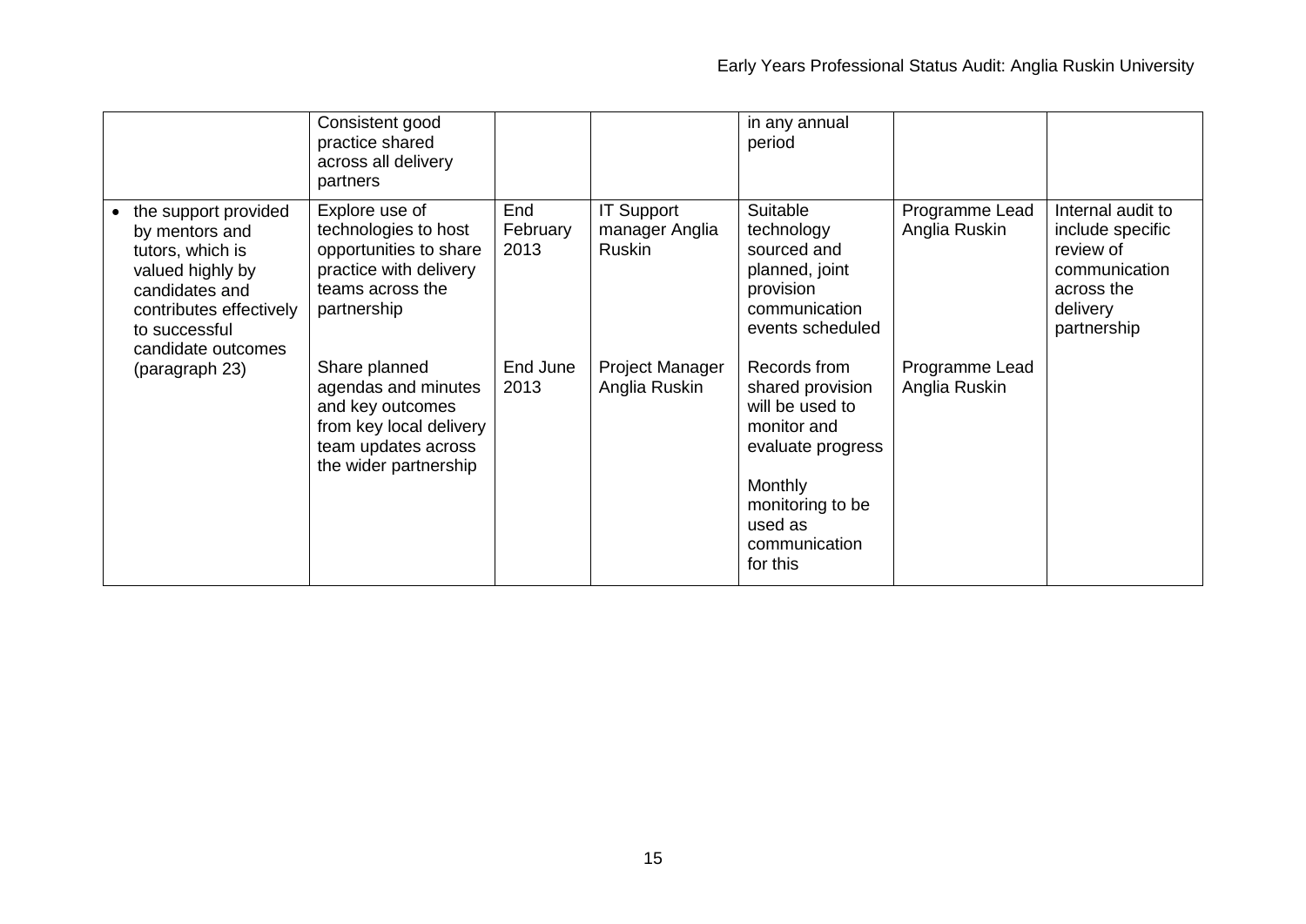| | | | | | | |
|---|---|---|---|---|---|---|
| | Consistent good practice shared across all delivery partners | | | in any annual period | | |
| • the support provided by mentors and tutors, which is valued highly by candidates and contributes effectively to successful candidate outcomes (paragraph 23) | Explore use of technologies to host opportunities to share practice with delivery teams across the partnership | End February 2013 | IT Support manager Anglia Ruskin | Suitable technology sourced and planned, joint provision communication events scheduled | Programme Lead Anglia Ruskin | Internal audit to include specific review of communication across the delivery partnership |
| | Share planned agendas and minutes and key outcomes from key local delivery team updates across the wider partnership | End June 2013 | Project Manager Anglia Ruskin | Records from shared provision will be used to monitor and evaluate progress<br><br>Monthly monitoring to be used as communication for this | Programme Lead Anglia Ruskin | |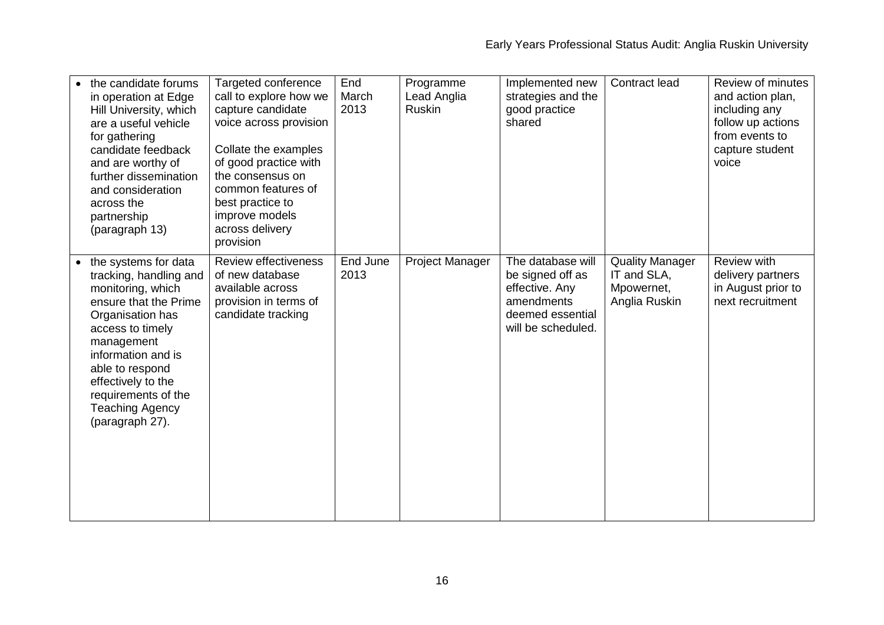| | | | | | | |
|---|---|---|---|---|---|---|
| • the candidate forums in operation at Edge Hill University, which are a useful vehicle for gathering candidate feedback and are worthy of further dissemination and consideration across the partnership (paragraph 13) | Targeted conference call to explore how we capture candidate voice across provision<br><br>Collate the examples of good practice with the consensus on common features of best practice to improve models across delivery provision | End March 2013 | Programme Lead Anglia Ruskin | Implemented new strategies and the good practice shared | Contract lead | Review of minutes and action plan, including any follow up actions from events to capture student voice |
| • the systems for data tracking, handling and monitoring, which ensure that the Prime Organisation has access to timely management information and is able to respond effectively to the requirements of the Teaching Agency (paragraph 27). | Review effectiveness of new database available across provision in terms of candidate tracking | End June 2013 | Project Manager | The database will be signed off as effective. Any amendments deemed essential will be scheduled. | Quality Manager IT and SLA, Mpowernet, Anglia Ruskin | Review with delivery partners in August prior to next recruitment |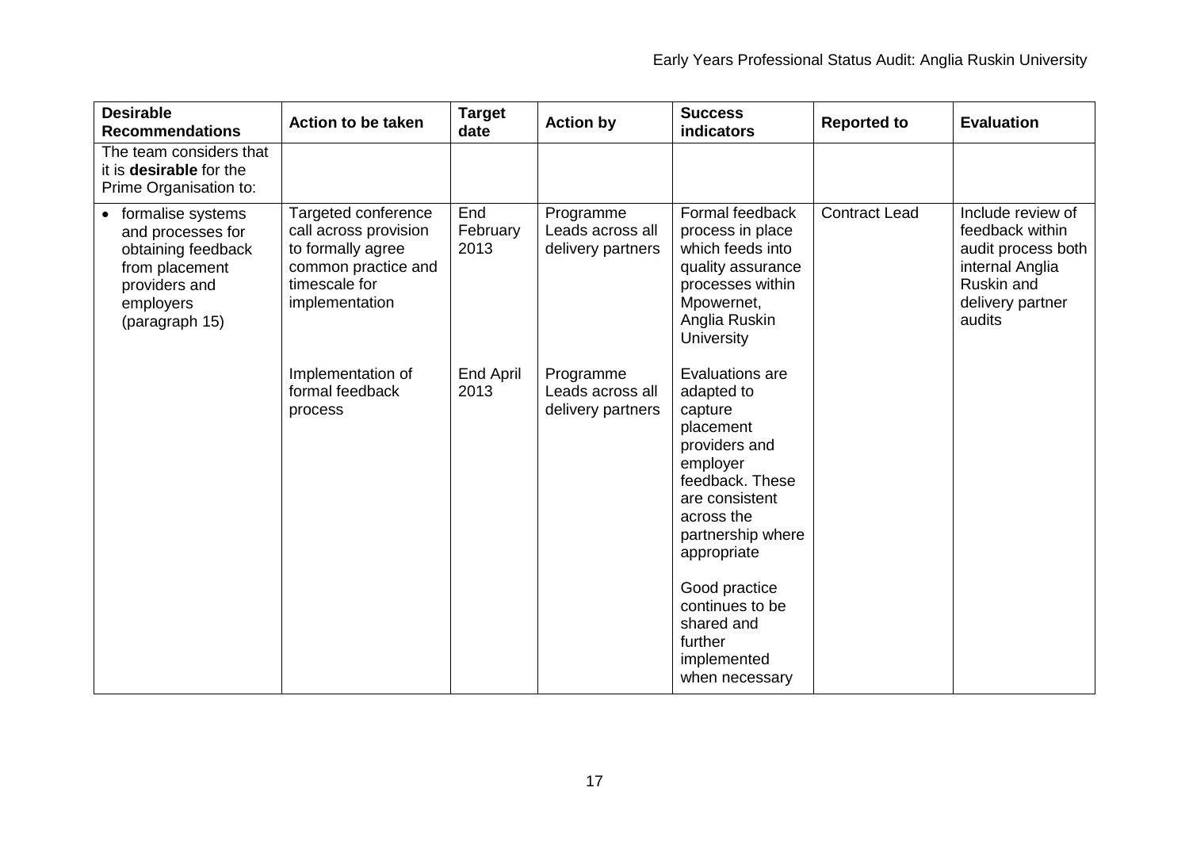| **Desirable Recommendations** | **Action to be taken** | **Target date** | **Action by** | **Success indicators** | **Reported to** | **Evaluation** |
|---|---|---|---|---|---|---|
| The team considers that it is **desirable** for the Prime Organisation to: | | | | | | |
| • formalise systems and processes for obtaining feedback from placement providers and employers (paragraph 15) | Targeted conference call across provision to formally agree common practice and timescale for implementation | End February 2013 | Programme Leads across all delivery partners | Formal feedback process in place which feeds into quality assurance processes within Mpowernet, Anglia Ruskin University | Contract Lead | Include review of feedback within audit process both internal Anglia Ruskin and delivery partner audits |
| | Implementation of formal feedback process | End April 2013 | Programme Leads across all delivery partners | Evaluations are adapted to capture placement providers and employer feedback. These are consistent across the partnership where appropriate<br><br>Good practice continues to be shared and further implemented when necessary | | |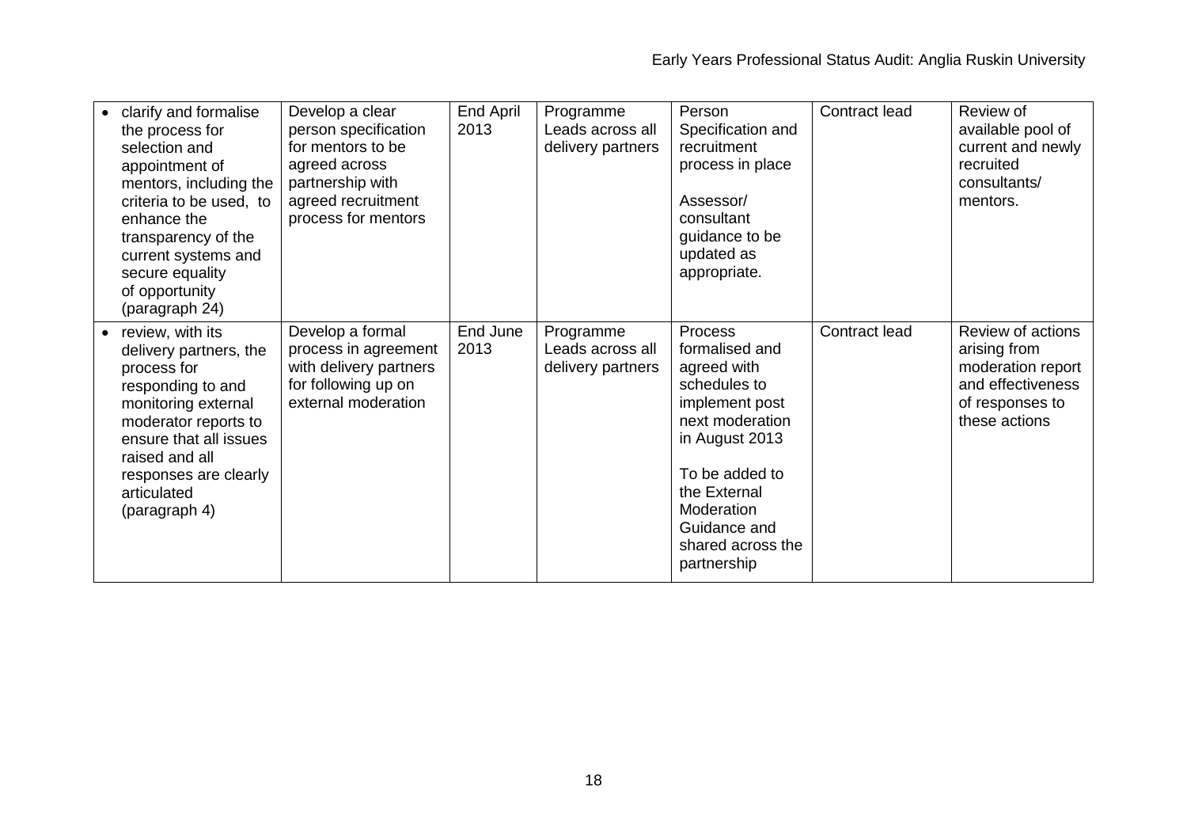| | | | | | | |
|---|---|---|---|---|---|---|
| • clarify and formalise the process for selection and appointment of mentors, including the criteria to be used, to enhance the transparency of the current systems and secure equality of opportunity (paragraph 24) | Develop a clear person specification for mentors to be agreed across partnership with agreed recruitment process for mentors | End April 2013 | Programme Leads across all delivery partners | Person Specification and recruitment process in place<br><br>Assessor/ consultant guidance to be updated as appropriate. | Contract lead | Review of available pool of current and newly recruited consultants/ mentors. |
| • review, with its delivery partners, the process for responding to and monitoring external moderator reports to ensure that all issues raised and all responses are clearly articulated (paragraph 4) | Develop a formal process in agreement with delivery partners for following up on external moderation | End June 2013 | Programme Leads across all delivery partners | Process formalised and agreed with schedules to implement post next moderation in August 2013<br><br>To be added to the External Moderation Guidance and shared across the partnership | Contract lead | Review of actions arising from moderation report and effectiveness of responses to these actions |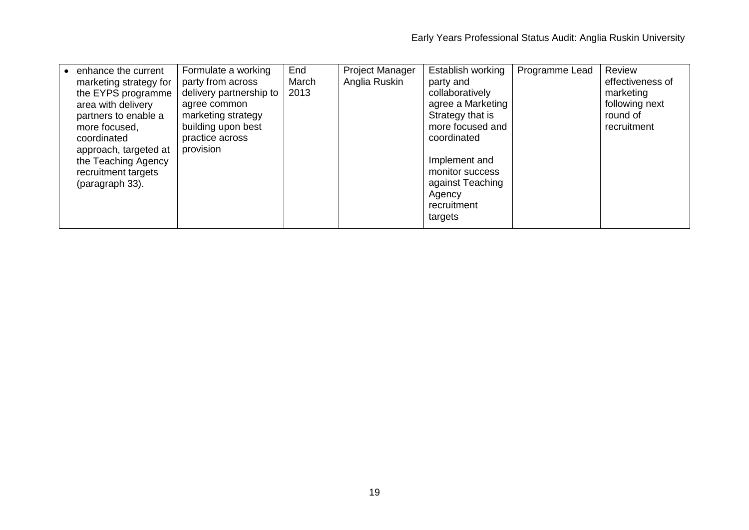| • enhance the current marketing strategy for the EYPS programme area with delivery partners to enable a more focused, coordinated approach, targeted at the Teaching Agency recruitment targets (paragraph 33). | Formulate a working party from across delivery partnership to agree common marketing strategy building upon best practice across provision | End March 2013 | Project Manager Anglia Ruskin | Establish working party and collaboratively agree a Marketing Strategy that is more focused and coordinated<br><br>Implement and monitor success against Teaching Agency recruitment targets | Programme Lead | Review effectiveness of marketing following next round of recruitment |
|---|---|---|---|---|---|---|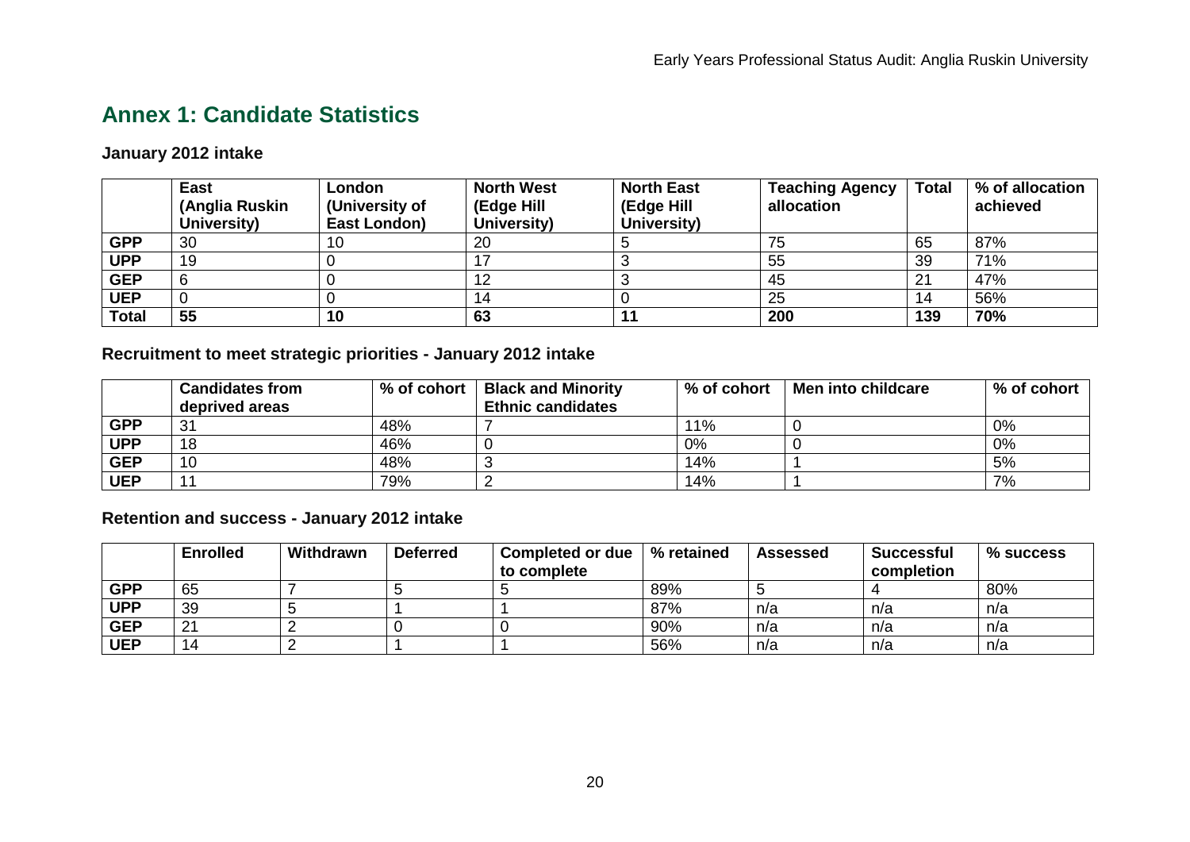## Annex 1: Candidate Statistics

### January 2012 intake

| | East (Anglia Ruskin University) | London (University of East London) | North West (Edge Hill University) | North East (Edge Hill University) | Teaching Agency allocation | Total | % of allocation achieved |
|---|---|---|---|---|---|---|---|
| **GPP** | 30 | 10 | 20 | 5 | 75 | 65 | 87% |
| **UPP** | 19 | 0 | 17 | 3 | 55 | 39 | 71% |
| **GEP** | 6 | 0 | 12 | 3 | 45 | 21 | 47% |
| **UEP** | 0 | 0 | 14 | 0 | 25 | 14 | 56% |
| **Total** | **55** | **10** | **63** | **11** | **200** | **139** | **70%** |

### Recruitment to meet strategic priorities - January 2012 intake

| | Candidates from deprived areas | % of cohort | Black and Minority Ethnic candidates | % of cohort | Men into childcare | % of cohort |
|---|---|---|---|---|---|---|
| **GPP** | 31 | 48% | 7 | 11% | 0 | 0% |
| **UPP** | 18 | 46% | 0 | 0% | 0 | 0% |
| **GEP** | 10 | 48% | 3 | 14% | 1 | 5% |
| **UEP** | 11 | 79% | 2 | 14% | 1 | 7% |

### Retention and success - January 2012 intake

| | Enrolled | Withdrawn | Deferred | Completed or due to complete | % retained | Assessed | Successful completion | % success |
|---|---|---|---|---|---|---|---|---|
| **GPP** | 65 | 7 | 5 | 5 | 89% | 5 | 4 | 80% |
| **UPP** | 39 | 5 | 1 | 1 | 87% | n/a | n/a | n/a |
| **GEP** | 21 | 2 | 0 | 0 | 90% | n/a | n/a | n/a |
| **UEP** | 14 | 2 | 1 | 1 | 56% | n/a | n/a | n/a |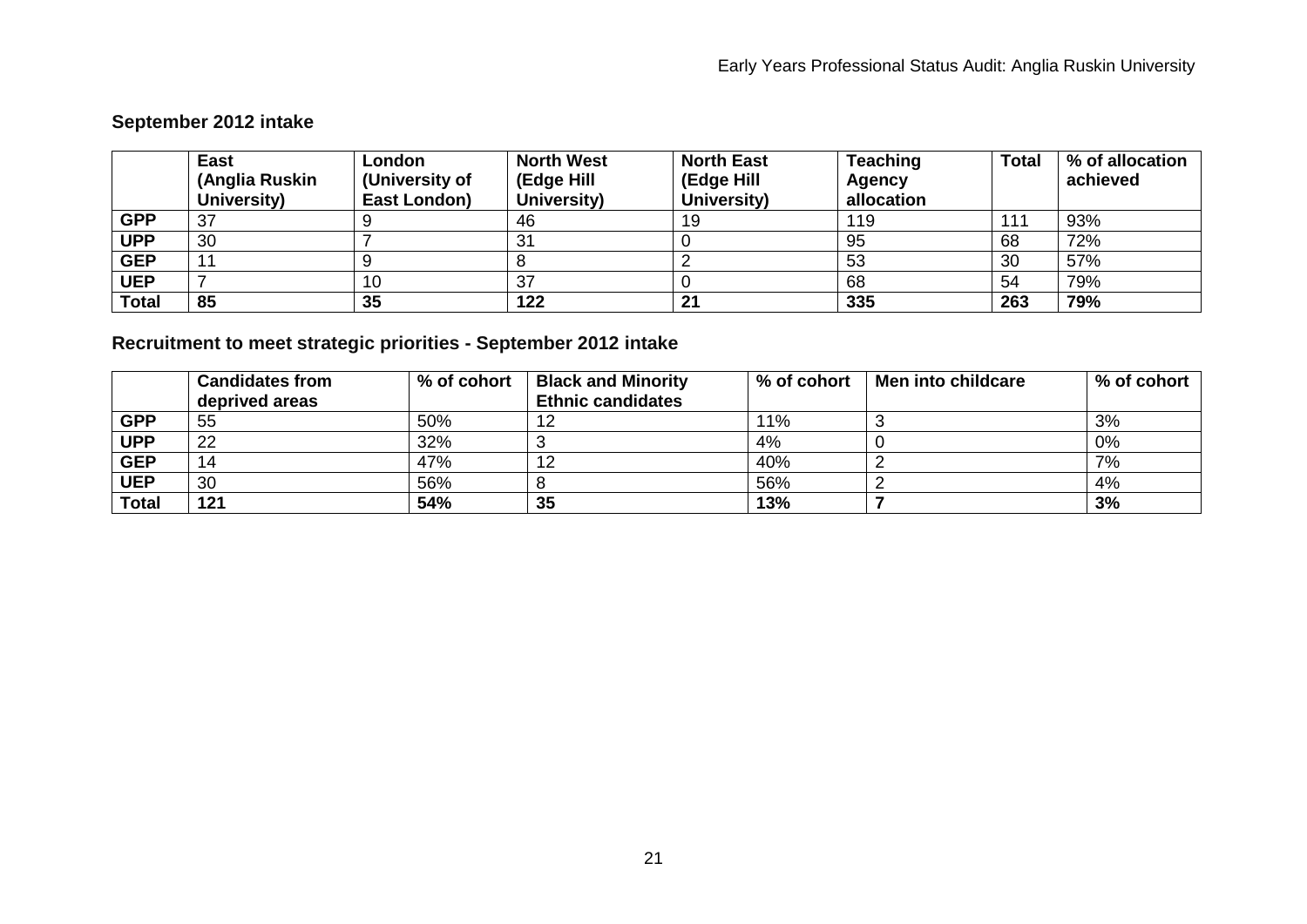## September 2012 intake

| | East (Anglia Ruskin University) | London (University of East London) | North West (Edge Hill University) | North East (Edge Hill University) | Teaching Agency allocation | Total | % of allocation achieved |
|---|---|---|---|---|---|---|---|
| **GPP** | 37 | 9 | 46 | 19 | 119 | 111 | 93% |
| **UPP** | 30 | 7 | 31 | 0 | 95 | 68 | 72% |
| **GEP** | 11 | 9 | 8 | 2 | 53 | 30 | 57% |
| **UEP** | 7 | 10 | 37 | 0 | 68 | 54 | 79% |
| **Total** | **85** | **35** | **122** | **21** | **335** | **263** | **79%** |

## Recruitment to meet strategic priorities - September 2012 intake

| | Candidates from deprived areas | % of cohort | Black and Minority Ethnic candidates | % of cohort | Men into childcare | % of cohort |
|---|---|---|---|---|---|---|
| **GPP** | 55 | 50% | 12 | 11% | 3 | 3% |
| **UPP** | 22 | 32% | 3 | 4% | 0 | 0% |
| **GEP** | 14 | 47% | 12 | 40% | 2 | 7% |
| **UEP** | 30 | 56% | 8 | 56% | 2 | 4% |
| **Total** | **121** | **54%** | **35** | **13%** | **7** | **3%** |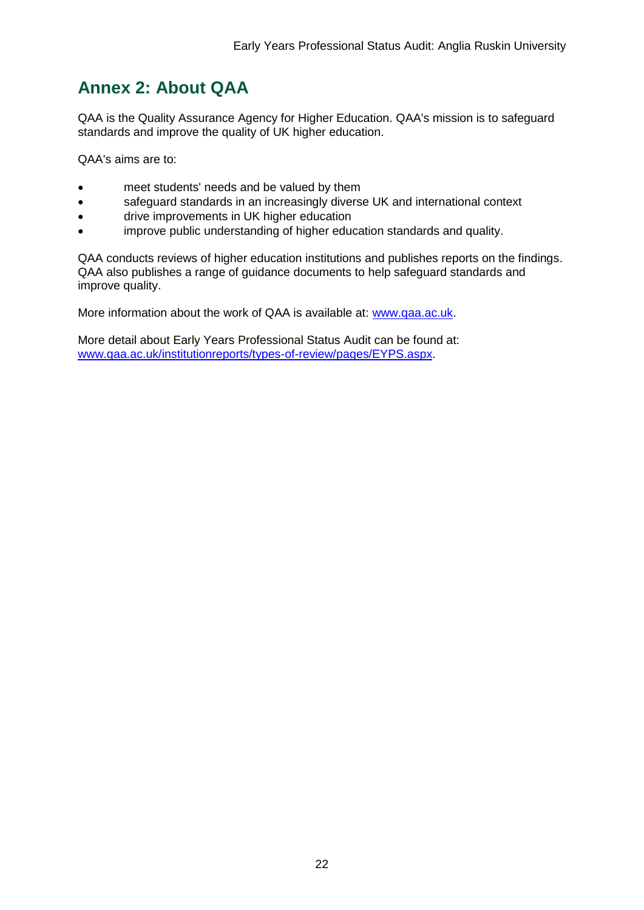## Annex 2: About QAA

QAA is the Quality Assurance Agency for Higher Education. QAA's mission is to safeguard standards and improve the quality of UK higher education.

QAA's aims are to:

- meet students' needs and be valued by them
- safeguard standards in an increasingly diverse UK and international context
- drive improvements in UK higher education
- improve public understanding of higher education standards and quality.

QAA conducts reviews of higher education institutions and publishes reports on the findings. QAA also publishes a range of guidance documents to help safeguard standards and improve quality.

More information about the work of QAA is available at: [www.qaa.ac.uk](www.qaa.ac.uk).

More detail about Early Years Professional Status Audit can be found at: [www.qaa.ac.uk/institutionreports/types-of-review/pages/EYPS.aspx](www.qaa.ac.uk/institutionreports/types-of-review/pages/EYPS.aspx).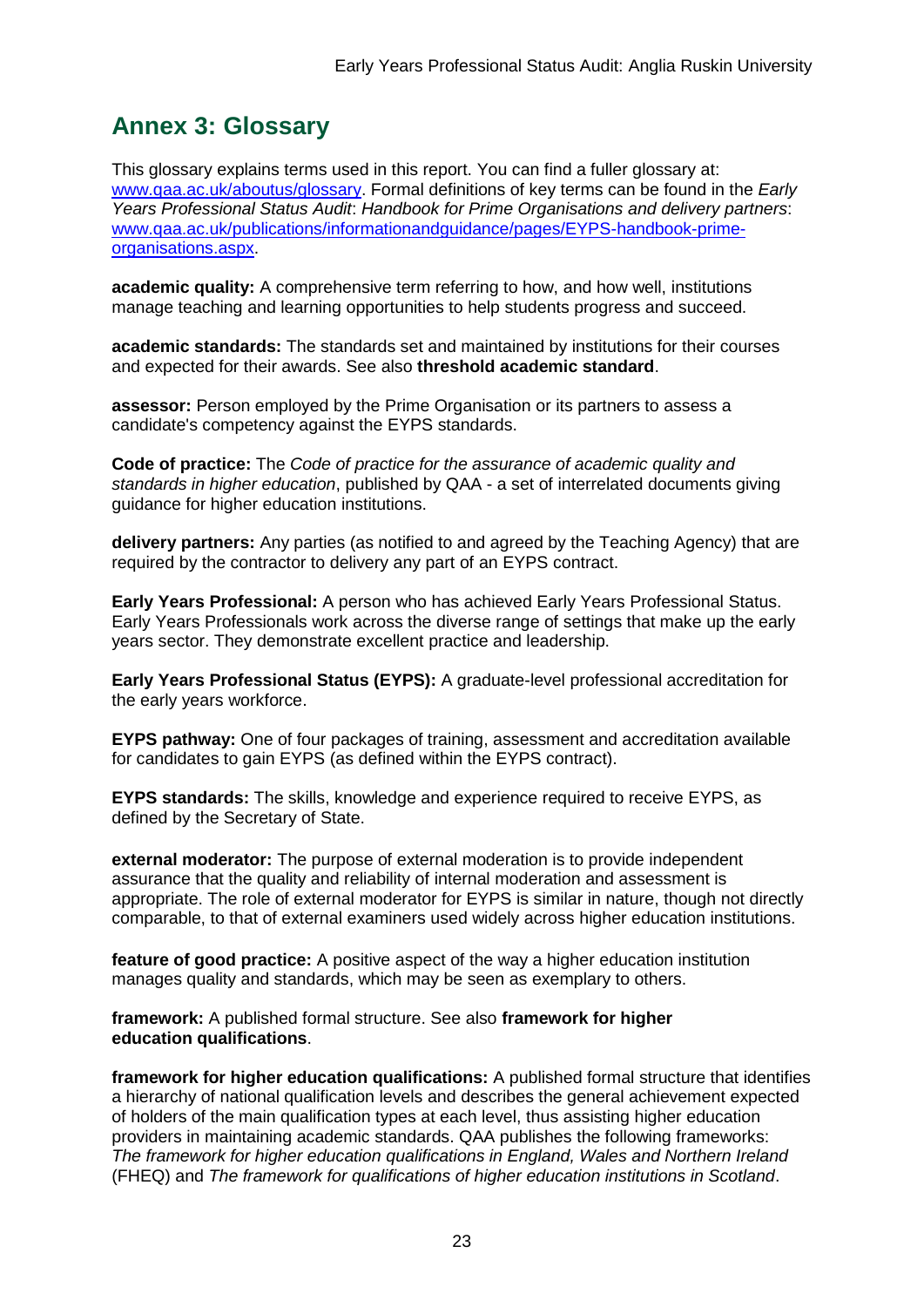## Annex 3: Glossary

This glossary explains terms used in this report. You can find a fuller glossary at: [www.qaa.ac.uk/aboutus/glossary](www.qaa.ac.uk/aboutus/glossary). Formal definitions of key terms can be found in the *Early Years Professional Status Audit*: *Handbook for Prime Organisations and delivery partners*: [www.qaa.ac.uk/publications/informationandguidance/pages/EYPS-handbook-prime-organisations.aspx](www.qaa.ac.uk/publications/informationandguidance/pages/EYPS-handbook-prime-organisations.aspx).

**academic quality:** A comprehensive term referring to how, and how well, institutions manage teaching and learning opportunities to help students progress and succeed.

**academic standards:** The standards set and maintained by institutions for their courses and expected for their awards. See also **threshold academic standard**.

**assessor:** Person employed by the Prime Organisation or its partners to assess a candidate's competency against the EYPS standards.

**Code of practice:** The *Code of practice for the assurance of academic quality and standards in higher education*, published by QAA - a set of interrelated documents giving guidance for higher education institutions.

**delivery partners:** Any parties (as notified to and agreed by the Teaching Agency) that are required by the contractor to delivery any part of an EYPS contract.

**Early Years Professional:** A person who has achieved Early Years Professional Status. Early Years Professionals work across the diverse range of settings that make up the early years sector. They demonstrate excellent practice and leadership.

**Early Years Professional Status (EYPS):** A graduate-level professional accreditation for the early years workforce.

**EYPS pathway:** One of four packages of training, assessment and accreditation available for candidates to gain EYPS (as defined within the EYPS contract).

**EYPS standards:** The skills, knowledge and experience required to receive EYPS, as defined by the Secretary of State.

**external moderator:** The purpose of external moderation is to provide independent assurance that the quality and reliability of internal moderation and assessment is appropriate. The role of external moderator for EYPS is similar in nature, though not directly comparable, to that of external examiners used widely across higher education institutions.

**feature of good practice:** A positive aspect of the way a higher education institution manages quality and standards, which may be seen as exemplary to others.

**framework:** A published formal structure. See also **framework for higher education qualifications**.

**framework for higher education qualifications:** A published formal structure that identifies a hierarchy of national qualification levels and describes the general achievement expected of holders of the main qualification types at each level, thus assisting higher education providers in maintaining academic standards. QAA publishes the following frameworks: *The framework for higher education qualifications in England, Wales and Northern Ireland* (FHEQ) and *The framework for qualifications of higher education institutions in Scotland*.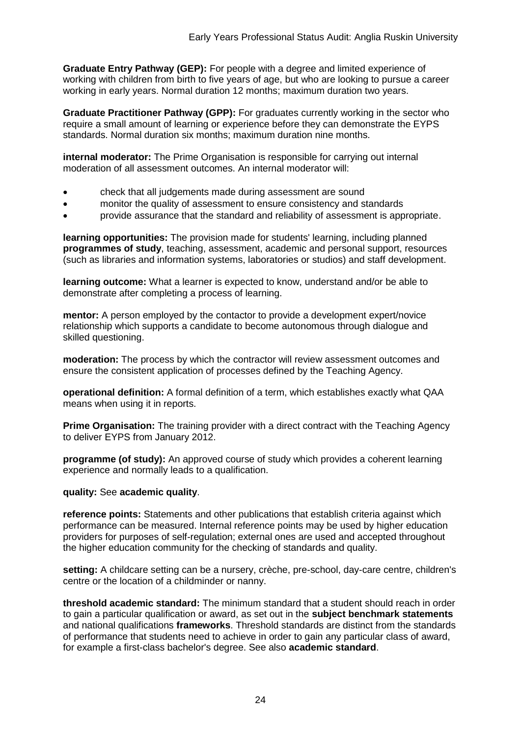**Graduate Entry Pathway (GEP):** For people with a degree and limited experience of working with children from birth to five years of age, but who are looking to pursue a career working in early years. Normal duration 12 months; maximum duration two years.

**Graduate Practitioner Pathway (GPP):** For graduates currently working in the sector who require a small amount of learning or experience before they can demonstrate the EYPS standards. Normal duration six months; maximum duration nine months.

**internal moderator:** The Prime Organisation is responsible for carrying out internal moderation of all assessment outcomes. An internal moderator will:

- check that all judgements made during assessment are sound
- monitor the quality of assessment to ensure consistency and standards
- provide assurance that the standard and reliability of assessment is appropriate.

**learning opportunities:** The provision made for students' learning, including planned **programmes of study**, teaching, assessment, academic and personal support, resources (such as libraries and information systems, laboratories or studios) and staff development.

**learning outcome:** What a learner is expected to know, understand and/or be able to demonstrate after completing a process of learning.

**mentor:** A person employed by the contactor to provide a development expert/novice relationship which supports a candidate to become autonomous through dialogue and skilled questioning.

**moderation:** The process by which the contractor will review assessment outcomes and ensure the consistent application of processes defined by the Teaching Agency.

**operational definition:** A formal definition of a term, which establishes exactly what QAA means when using it in reports.

**Prime Organisation:** The training provider with a direct contract with the Teaching Agency to deliver EYPS from January 2012.

**programme (of study):** An approved course of study which provides a coherent learning experience and normally leads to a qualification.

**quality:** See **academic quality**.

**reference points:** Statements and other publications that establish criteria against which performance can be measured. Internal reference points may be used by higher education providers for purposes of self-regulation; external ones are used and accepted throughout the higher education community for the checking of standards and quality.

**setting:** A childcare setting can be a nursery, crèche, pre-school, day-care centre, children's centre or the location of a childminder or nanny.

**threshold academic standard:** The minimum standard that a student should reach in order to gain a particular qualification or award, as set out in the **subject benchmark statements** and national qualifications **frameworks**. Threshold standards are distinct from the standards of performance that students need to achieve in order to gain any particular class of award, for example a first-class bachelor's degree. See also **academic standard**.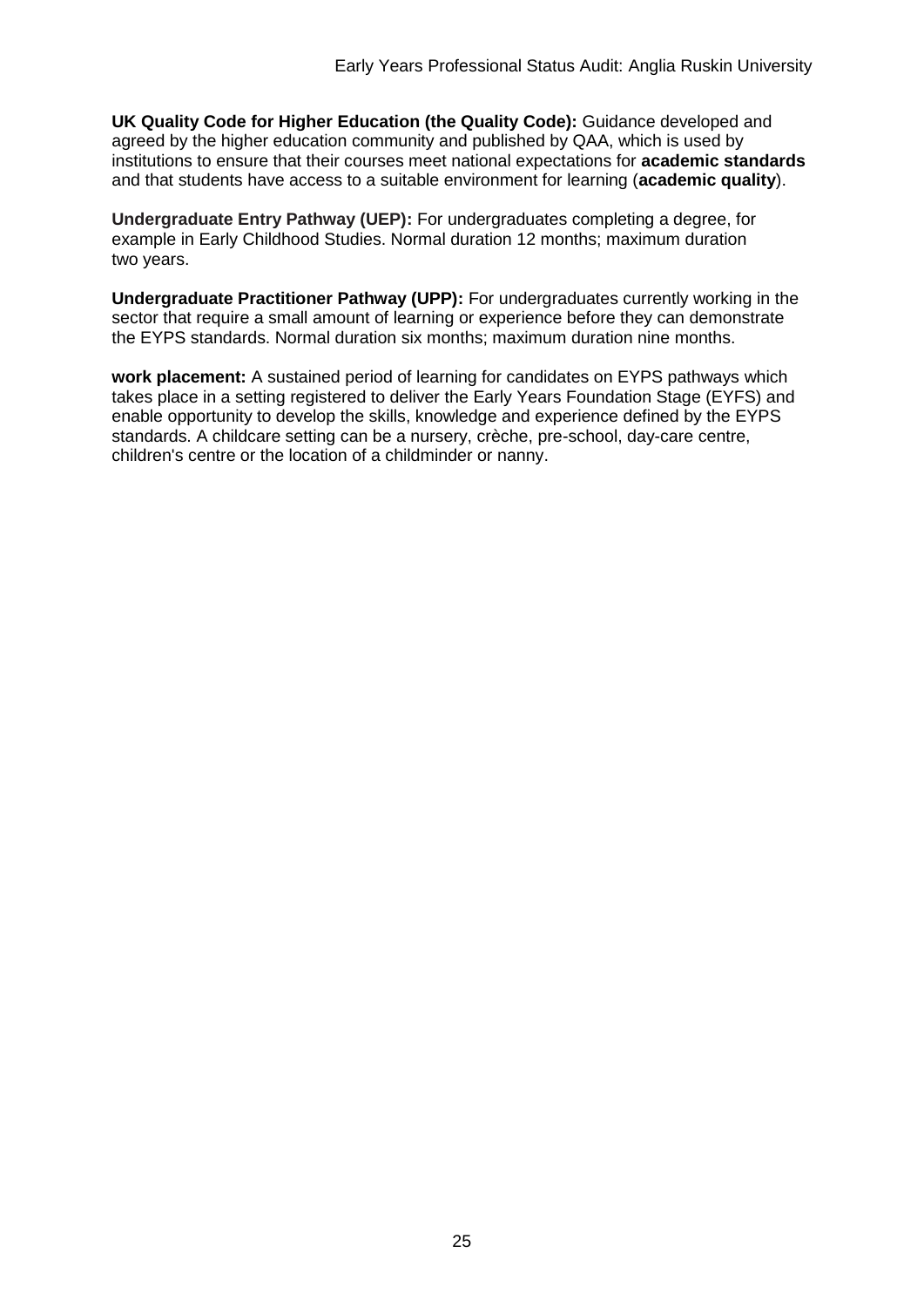**UK Quality Code for Higher Education (the Quality Code):** Guidance developed and agreed by the higher education community and published by QAA, which is used by institutions to ensure that their courses meet national expectations for **academic standards** and that students have access to a suitable environment for learning (**academic quality**).

**Undergraduate Entry Pathway (UEP):** For undergraduates completing a degree, for example in Early Childhood Studies. Normal duration 12 months; maximum duration two years.

**Undergraduate Practitioner Pathway (UPP):** For undergraduates currently working in the sector that require a small amount of learning or experience before they can demonstrate the EYPS standards. Normal duration six months; maximum duration nine months.

**work placement:** A sustained period of learning for candidates on EYPS pathways which takes place in a setting registered to deliver the Early Years Foundation Stage (EYFS) and enable opportunity to develop the skills, knowledge and experience defined by the EYPS standards. A childcare setting can be a nursery, crèche, pre-school, day-care centre, children's centre or the location of a childminder or nanny.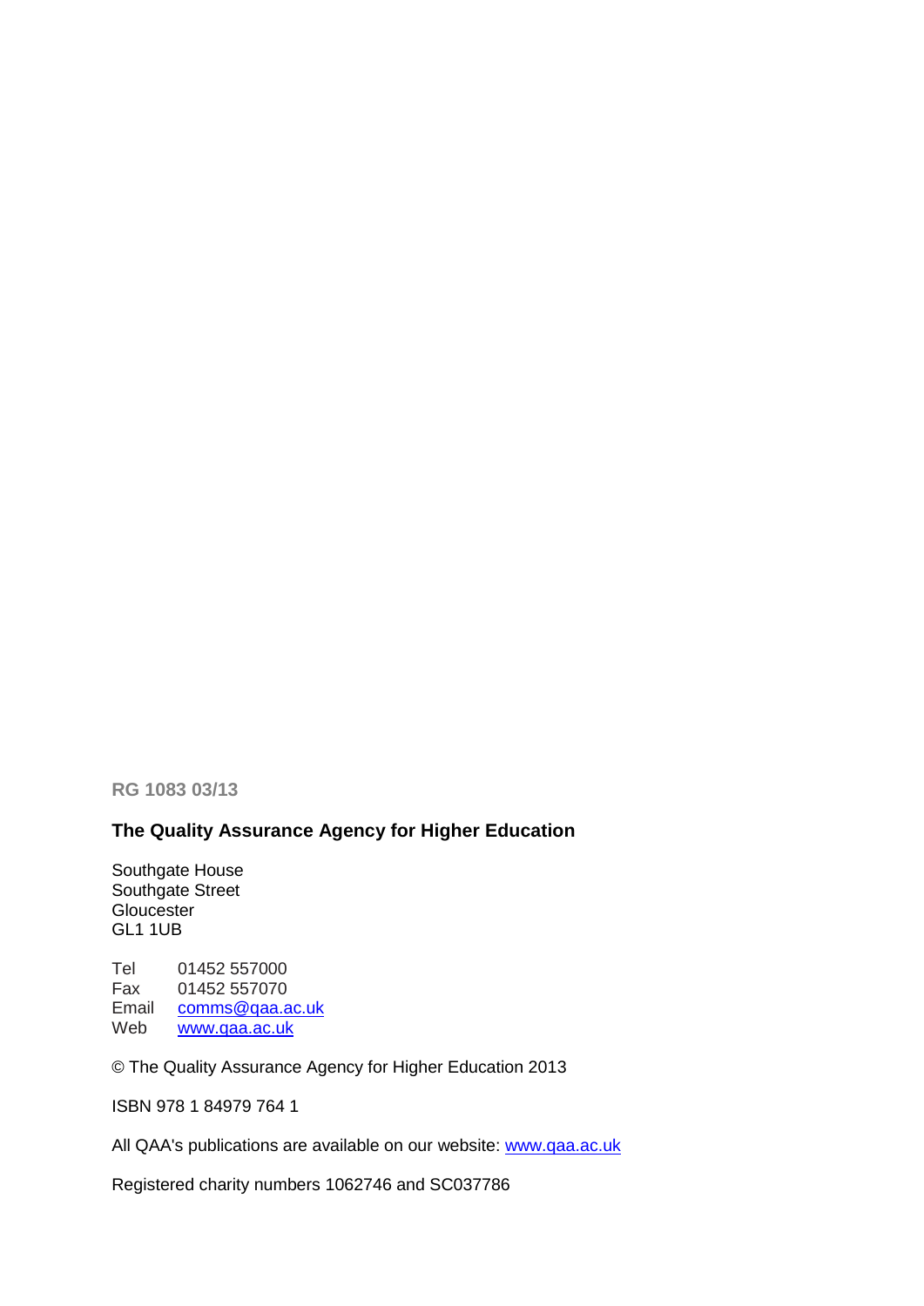**RG 1083 03/13**

**The Quality Assurance Agency for Higher Education**

Southgate House
Southgate Street
Gloucester
GL1 1UB

Tel 01452 557000
Fax 01452 557070
Email comms@qaa.ac.uk
Web www.qaa.ac.uk

© The Quality Assurance Agency for Higher Education 2013

ISBN 978 1 84979 764 1

All QAA's publications are available on our website: www.qaa.ac.uk

Registered charity numbers 1062746 and SC037786